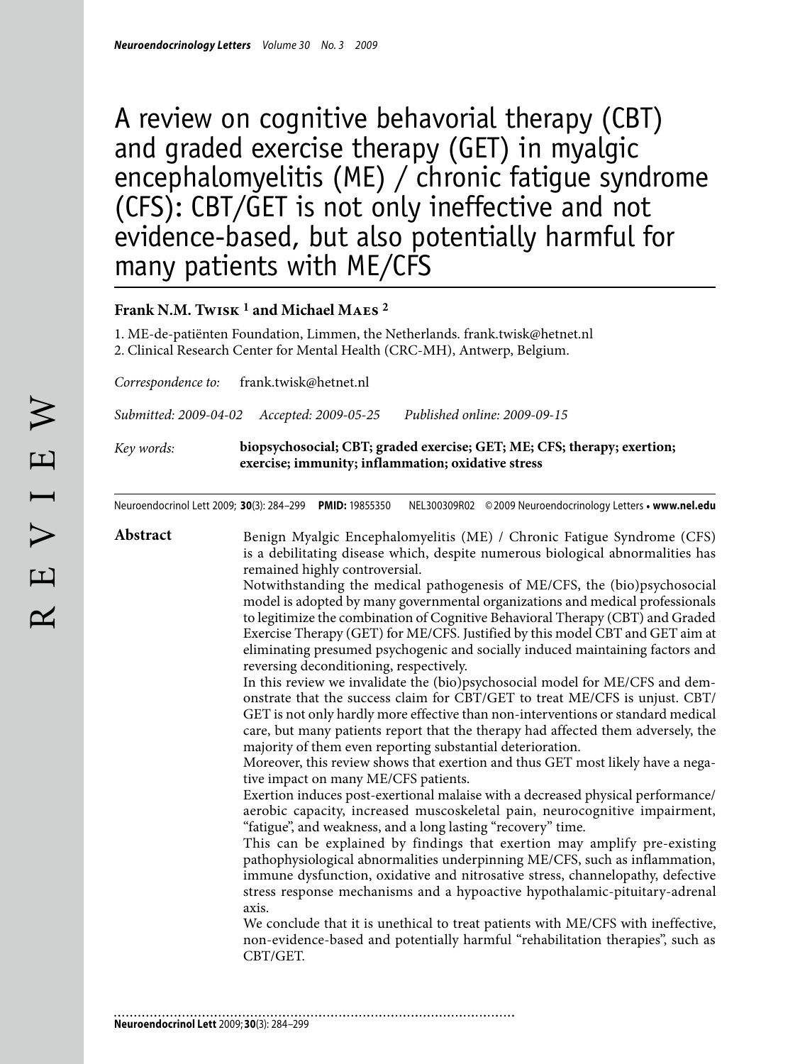# A review on cognitive behavorial therapy (CBT) and graded exercise therapy (GET) in myalgic encephalomyelitis (ME) / chronic fatigue syndrome (CFS): CBT/GET is not only ineffective and not evidence-based, but also potentially harmful for many patients with ME/CFS

**Frank N.M. Twisk [1] and Michael Maes [2]**

1. ME-de-patiënten Foundation, Limmen, the Netherlands. frank.twisk@hetnet.nl
2. Clinical Research Center for Mental Health (CRC-MH), Antwerp, Belgium.

*Correspondence to:* frank.twisk@hetnet.nl

*Submitted: 2009-04-02 Accepted: 2009-05-25 Published online: 2009-09-15*

*Key words:* **biopsychosocial; CBT; graded exercise; GET; ME; CFS; therapy; exertion; exercise; immunity; inflammation; oxidative stress**

Neuroendocrinol Lett 2009; **30**(3): 284–299 **PMID:** 19855350 NEL300309R02 © 2009 Neuroendocrinology Letters • **www.nel.edu**

**Abstract**

Benign Myalgic Encephalomyelitis (ME) / Chronic Fatigue Syndrome (CFS) is a debilitating disease which, despite numerous biological abnormalities has remained highly controversial.

Notwithstanding the medical pathogenesis of ME/CFS, the (bio)psychosocial model is adopted by many governmental organizations and medical professionals to legitimize the combination of Cognitive Behavioral Therapy (CBT) and Graded Exercise Therapy (GET) for ME/CFS. Justified by this model CBT and GET aim at eliminating presumed psychogenic and socially induced maintaining factors and reversing deconditioning, respectively.

In this review we invalidate the (bio)psychosocial model for ME/CFS and demonstrate that the success claim for CBT/GET to treat ME/CFS is unjust. CBT/GET is not only hardly more effective than non-interventions or standard medical care, but many patients report that the therapy had affected them adversely, the majority of them even reporting substantial deterioration.

Moreover, this review shows that exertion and thus GET most likely have a negative impact on many ME/CFS patients.

Exertion induces post-exertional malaise with a decreased physical performance/aerobic capacity, increased muscoskeletal pain, neurocognitive impairment, "fatigue", and weakness, and a long lasting "recovery" time.

This can be explained by findings that exertion may amplify pre-existing pathophysiological abnormalities underpinning ME/CFS, such as inflammation, immune dysfunction, oxidative and nitrosative stress, channelopathy, defective stress response mechanisms and a hypoactive hypothalamic-pituitary-adrenal axis.

We conclude that it is unethical to treat patients with ME/CFS with ineffective, non-evidence-based and potentially harmful "rehabilitation therapies", such as CBT/GET.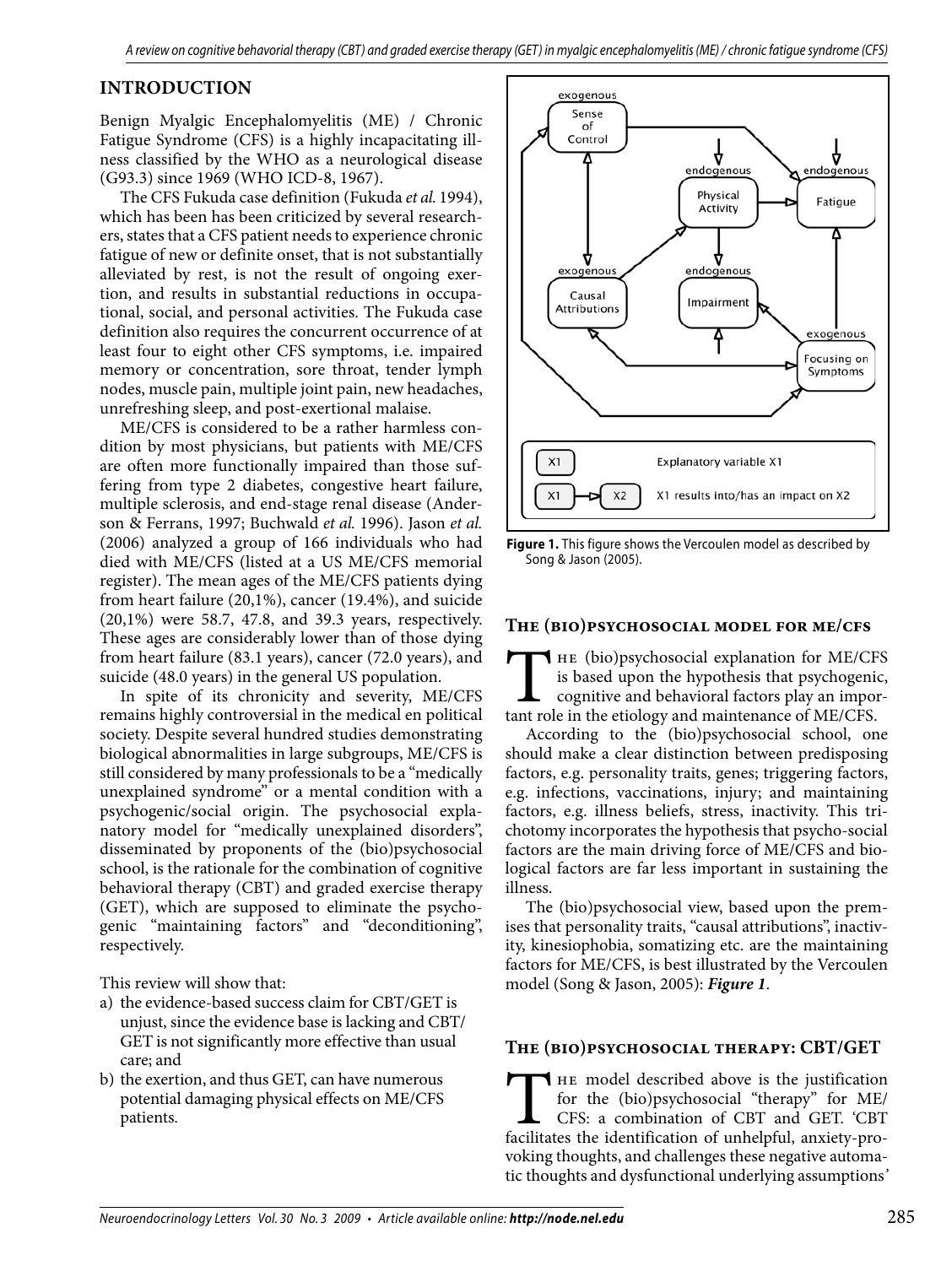## INTRODUCTION

Benign Myalgic Encephalomyelitis (ME) / Chronic Fatigue Syndrome (CFS) is a highly incapacitating illness classified by the WHO as a neurological disease (G93.3) since 1969 (WHO ICD-8, 1967).

The CFS Fukuda case definition (Fukuda *et al.* 1994), which has been has been criticized by several researchers, states that a CFS patient needs to experience chronic fatigue of new or definite onset, that is not substantially alleviated by rest, is not the result of ongoing exertion, and results in substantial reductions in occupational, social, and personal activities. The Fukuda case definition also requires the concurrent occurrence of at least four to eight other CFS symptoms, i.e. impaired memory or concentration, sore throat, tender lymph nodes, muscle pain, multiple joint pain, new headaches, unrefreshing sleep, and post-exertional malaise.

ME/CFS is considered to be a rather harmless condition by most physicians, but patients with ME/CFS are often more functionally impaired than those suffering from type 2 diabetes, congestive heart failure, multiple sclerosis, and end-stage renal disease (Anderson & Ferrans, 1997; Buchwald *et al.* 1996). Jason *et al.* (2006) analyzed a group of 166 individuals who had died with ME/CFS (listed at a US ME/CFS memorial register). The mean ages of the ME/CFS patients dying from heart failure (20,1%), cancer (19.4%), and suicide (20,1%) were 58.7, 47.8, and 39.3 years, respectively. These ages are considerably lower than of those dying from heart failure (83.1 years), cancer (72.0 years), and suicide (48.0 years) in the general US population.

In spite of its chronicity and severity, ME/CFS remains highly controversial in the medical en political society. Despite several hundred studies demonstrating biological abnormalities in large subgroups, ME/CFS is still considered by many professionals to be a "medically unexplained syndrome" or a mental condition with a psychogenic/social origin. The psychosocial explanatory model for "medically unexplained disorders", disseminated by proponents of the (bio)psychosocial school, is the rationale for the combination of cognitive behavioral therapy (CBT) and graded exercise therapy (GET), which are supposed to eliminate the psychogenic "maintaining factors" and "deconditioning", respectively.

This review will show that:

a) the evidence-based success claim for CBT/GET is unjust, since the evidence base is lacking and CBT/GET is not significantly more effective than usual care; and
b) the exertion, and thus GET, can have numerous potential damaging physical effects on ME/CFS patients.

**Figure 1.** This figure shows the Vercoulen model as described by Song & Jason (2005).

## The (bio)psychosocial model for ME/CFS

The (bio)psychosocial explanation for ME/CFS is based upon the hypothesis that psychogenic, cognitive and behavioral factors play an important role in the etiology and maintenance of ME/CFS.

According to the (bio)psychosocial school, one should make a clear distinction between predisposing factors, e.g. personality traits, genes; triggering factors, e.g. infections, vaccinations, injury; and maintaining factors, e.g. illness beliefs, stress, inactivity. This trichotomy incorporates the hypothesis that psycho-social factors are the main driving force of ME/CFS and biological factors are far less important in sustaining the illness.

The (bio)psychosocial view, based upon the premises that personality traits, "causal attributions", inactivity, kinesiophobia, somatizing etc. are the maintaining factors for ME/CFS, is best illustrated by the Vercoulen model (Song & Jason, 2005): ***Figure 1***.

## The (bio)psychosocial therapy: CBT/GET

The model described above is the justification for the (bio)psychosocial "therapy" for ME/CFS: a combination of CBT and GET. 'CBT facilitates the identification of unhelpful, anxiety-provoking thoughts, and challenges these negative automatic thoughts and dysfunctional underlying assumptions'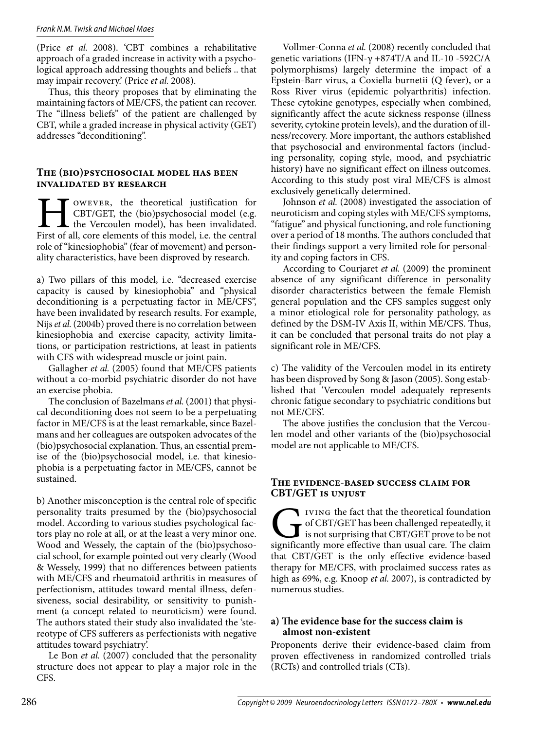(Price *et al.* 2008). 'CBT combines a rehabilitative approach of a graded increase in activity with a psychological approach addressing thoughts and beliefs .. that may impair recovery.' (Price *et al.* 2008).

Thus, this theory proposes that by eliminating the maintaining factors of ME/CFS, the patient can recover. The "illness beliefs" of the patient are challenged by CBT, while a graded increase in physical activity (GET) addresses "deconditioning".

## The (bio)psychosocial model has been invalidated by research

However, the theoretical justification for CBT/GET, the (bio)psychosocial model (e.g. the Vercoulen model), has been invalidated. First of all, core elements of this model, i.e. the central role of "kinesiophobia" (fear of movement) and personality characteristics, have been disproved by research.

a) Two pillars of this model, i.e. "decreased exercise capacity is caused by kinesiophobia" and "physical deconditioning is a perpetuating factor in ME/CFS", have been invalidated by research results. For example, Nijs *et al.* (2004b) proved there is no correlation between kinesiophobia and exercise capacity, activity limitations, or participation restrictions, at least in patients with CFS with widespread muscle or joint pain.

Gallagher *et al.* (2005) found that ME/CFS patients without a co-morbid psychiatric disorder do not have an exercise phobia.

The conclusion of Bazelmans *et al.* (2001) that physical deconditioning does not seem to be a perpetuating factor in ME/CFS is at the least remarkable, since Bazelmans and her colleagues are outspoken advocates of the (bio)psychosocial explanation. Thus, an essential premise of the (bio)psychosocial model, i.e. that kinesiophobia is a perpetuating factor in ME/CFS, cannot be sustained.

b) Another misconception is the central role of specific personality traits presumed by the (bio)psychosocial model. According to various studies psychological factors play no role at all, or at the least a very minor one. Wood and Wessely, the captain of the (bio)psychosocial school, for example pointed out very clearly (Wood & Wessely, 1999) that no differences between patients with ME/CFS and rheumatoid arthritis in measures of perfectionism, attitudes toward mental illness, defensiveness, social desirability, or sensitivity to punishment (a concept related to neuroticism) were found. The authors stated their study also invalidated the 'stereotype of CFS sufferers as perfectionists with negative attitudes toward psychiatry'.

Le Bon *et al.* (2007) concluded that the personality structure does not appear to play a major role in the CFS.

Vollmer-Conna *et al.* (2008) recently concluded that genetic variations (IFN-γ +874T/A and IL-10 -592C/A polymorphisms) largely determine the impact of a Epstein-Barr virus, a Coxiella burnetii (Q fever), or a Ross River virus (epidemic polyarthritis) infection. These cytokine genotypes, especially when combined, significantly affect the acute sickness response (illness severity, cytokine protein levels), and the duration of illness/recovery. More important, the authors established that psychosocial and environmental factors (including personality, coping style, mood, and psychiatric history) have no significant effect on illness outcomes. According to this study post viral ME/CFS is almost exclusively genetically determined.

Johnson *et al.* (2008) investigated the association of neuroticism and coping styles with ME/CFS symptoms, "fatigue" and physical functioning, and role functioning over a period of 18 months. The authors concluded that their findings support a very limited role for personality and coping factors in CFS.

According to Courjaret *et al.* (2009) the prominent absence of any significant difference in personality disorder characteristics between the female Flemish general population and the CFS samples suggest only a minor etiological role for personality pathology, as defined by the DSM-IV Axis II, within ME/CFS. Thus, it can be concluded that personal traits do not play a significant role in ME/CFS.

c) The validity of the Vercoulen model in its entirety has been disproved by Song & Jason (2005). Song established that 'Vercoulen model adequately represents chronic fatigue secondary to psychiatric conditions but not ME/CFS'.

The above justifies the conclusion that the Vercoulen model and other variants of the (bio)psychosocial model are not applicable to ME/CFS.

## The evidence-based success claim for CBT/GET is unjust

Giving the fact that the theoretical foundation of CBT/GET has been challenged repeatedly, it is not surprising that CBT/GET prove to be not significantly more effective than usual care. The claim that CBT/GET is the only effective evidence-based therapy for ME/CFS, with proclaimed success rates as high as 69%, e.g. Knoop *et al.* 2007), is contradicted by numerous studies.

### a) The evidence base for the success claim is almost non-existent

Proponents derive their evidence-based claim from proven effectiveness in randomized controlled trials (RCTs) and controlled trials (CTs).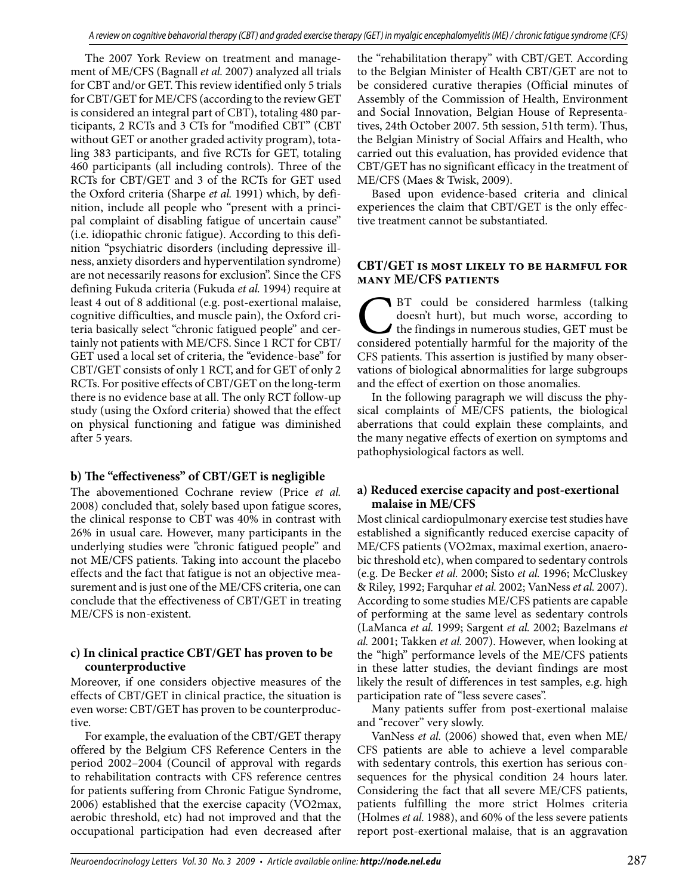The 2007 York Review on treatment and management of ME/CFS (Bagnall *et al.* 2007) analyzed all trials for CBT and/or GET. This review identified only 5 trials for CBT/GET for ME/CFS (according to the review GET is considered an integral part of CBT), totaling 480 participants, 2 RCTs and 3 CTs for "modified CBT" (CBT without GET or another graded activity program), totaling 383 participants, and five RCTs for GET, totaling 460 participants (all including controls). Three of the RCTs for CBT/GET and 3 of the RCTs for GET used the Oxford criteria (Sharpe *et al.* 1991) which, by definition, include all people who "present with a principal complaint of disabling fatigue of uncertain cause" (i.e. idiopathic chronic fatigue). According to this definition "psychiatric disorders (including depressive illness, anxiety disorders and hyperventilation syndrome) are not necessarily reasons for exclusion". Since the CFS defining Fukuda criteria (Fukuda *et al.* 1994) require at least 4 out of 8 additional (e.g. post-exertional malaise, cognitive difficulties, and muscle pain), the Oxford criteria basically select "chronic fatigued people" and certainly not patients with ME/CFS. Since 1 RCT for CBT/GET used a local set of criteria, the "evidence-base" for CBT/GET consists of only 1 RCT, and for GET of only 2 RCTs. For positive effects of CBT/GET on the long-term there is no evidence base at all. The only RCT follow-up study (using the Oxford criteria) showed that the effect on physical functioning and fatigue was diminished after 5 years.

### b) The "effectiveness" of CBT/GET is negligible

The abovementioned Cochrane review (Price *et al.* 2008) concluded that, solely based upon fatigue scores, the clinical response to CBT was 40% in contrast with 26% in usual care. However, many participants in the underlying studies were "chronic fatigued people" and not ME/CFS patients. Taking into account the placebo effects and the fact that fatigue is not an objective measurement and is just one of the ME/CFS criteria, one can conclude that the effectiveness of CBT/GET in treating ME/CFS is non-existent.

### c) In clinical practice CBT/GET has proven to be counterproductive

Moreover, if one considers objective measures of the effects of CBT/GET in clinical practice, the situation is even worse: CBT/GET has proven to be counterproductive.

For example, the evaluation of the CBT/GET therapy offered by the Belgium CFS Reference Centers in the period 2002–2004 (Council of approval with regards to rehabilitation contracts with CFS reference centres for patients suffering from Chronic Fatigue Syndrome, 2006) established that the exercise capacity (VO2max, aerobic threshold, etc) had not improved and that the occupational participation had even decreased after the "rehabilitation therapy" with CBT/GET. According to the Belgian Minister of Health CBT/GET are not to be considered curative therapies (Official minutes of Assembly of the Commission of Health, Environment and Social Innovation, Belgian House of Representatives, 24th October 2007. 5th session, 51th term). Thus, the Belgian Ministry of Social Affairs and Health, who carried out this evaluation, has provided evidence that CBT/GET has no significant efficacy in the treatment of ME/CFS (Maes & Twisk, 2009).

Based upon evidence-based criteria and clinical experiences the claim that CBT/GET is the only effective treatment cannot be substantiated.

## CBT/GET is most likely to be harmful for many ME/CFS patients

CBT could be considered harmless (talking doesn't hurt), but much worse, according to the findings in numerous studies, GET must be considered potentially harmful for the majority of the CFS patients. This assertion is justified by many observations of biological abnormalities for large subgroups and the effect of exertion on those anomalies.

In the following paragraph we will discuss the physical complaints of ME/CFS patients, the biological aberrations that could explain these complaints, and the many negative effects of exertion on symptoms and pathophysiological factors as well.

### a) Reduced exercise capacity and post-exertional malaise in ME/CFS

Most clinical cardiopulmonary exercise test studies have established a significantly reduced exercise capacity of ME/CFS patients (VO2max, maximal exertion, anaerobic threshold etc), when compared to sedentary controls (e.g. De Becker *et al.* 2000; Sisto *et al.* 1996; McCluskey & Riley, 1992; Farquhar *et al.* 2002; VanNess *et al.* 2007). According to some studies ME/CFS patients are capable of performing at the same level as sedentary controls (LaManca *et al.* 1999; Sargent *et al.* 2002; Bazelmans *et al.* 2001; Takken *et al.* 2007). However, when looking at the "high" performance levels of the ME/CFS patients in these latter studies, the deviant findings are most likely the result of differences in test samples, e.g. high participation rate of "less severe cases".

Many patients suffer from post-exertional malaise and "recover" very slowly.

VanNess *et al.* (2006) showed that, even when ME/CFS patients are able to achieve a level comparable with sedentary controls, this exertion has serious consequences for the physical condition 24 hours later. Considering the fact that all severe ME/CFS patients, patients fulfilling the more strict Holmes criteria (Holmes *et al.* 1988), and 60% of the less severe patients report post-exertional malaise, that is an aggravation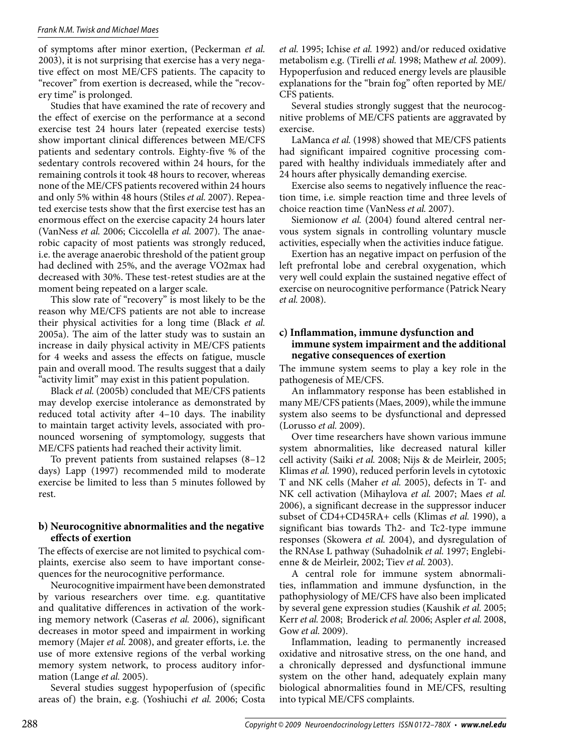of symptoms after minor exertion, (Peckerman *et al.* 2003), it is not surprising that exercise has a very negative effect on most ME/CFS patients. The capacity to "recover" from exertion is decreased, while the "recovery time" is prolonged.

Studies that have examined the rate of recovery and the effect of exercise on the performance at a second exercise test 24 hours later (repeated exercise tests) show important clinical differences between ME/CFS patients and sedentary controls. Eighty-five % of the sedentary controls recovered within 24 hours, for the remaining controls it took 48 hours to recover, whereas none of the ME/CFS patients recovered within 24 hours and only 5% within 48 hours (Stiles *et al.* 2007). Repeated exercise tests show that the first exercise test has an enormous effect on the exercise capacity 24 hours later (VanNess *et al.* 2006; Ciccolella *et al.* 2007). The anaerobic capacity of most patients was strongly reduced, i.e. the average anaerobic threshold of the patient group had declined with 25%, and the average VO2max had decreased with 30%. These test-retest studies are at the moment being repeated on a larger scale.

This slow rate of "recovery" is most likely to be the reason why ME/CFS patients are not able to increase their physical activities for a long time (Black *et al.* 2005a). The aim of the latter study was to sustain an increase in daily physical activity in ME/CFS patients for 4 weeks and assess the effects on fatigue, muscle pain and overall mood. The results suggest that a daily "activity limit" may exist in this patient population.

Black *et al.* (2005b) concluded that ME/CFS patients may develop exercise intolerance as demonstrated by reduced total activity after 4–10 days. The inability to maintain target activity levels, associated with pronounced worsening of symptomology, suggests that ME/CFS patients had reached their activity limit.

To prevent patients from sustained relapses (8–12 days) Lapp (1997) recommended mild to moderate exercise be limited to less than 5 minutes followed by rest.

### b) Neurocognitive abnormalities and the negative effects of exertion

The effects of exercise are not limited to psychical complaints, exercise also seem to have important consequences for the neurocognitive performance.

Neurocognitive impairment have been demonstrated by various researchers over time. e.g. quantitative and qualitative differences in activation of the working memory network (Caseras *et al.* 2006), significant decreases in motor speed and impairment in working memory (Majer *et al.* 2008), and greater efforts, i.e. the use of more extensive regions of the verbal working memory system network, to process auditory information (Lange *et al.* 2005).

Several studies suggest hypoperfusion of (specific areas of) the brain, e.g. (Yoshiuchi *et al.* 2006; Costa *et al.* 1995; Ichise *et al.* 1992) and/or reduced oxidative metabolism e.g. (Tirelli *et al.* 1998; Mathew *et al.* 2009). Hypoperfusion and reduced energy levels are plausible explanations for the "brain fog" often reported by ME/CFS patients.

Several studies strongly suggest that the neurocognitive problems of ME/CFS patients are aggravated by exercise.

LaManca *et al.* (1998) showed that ME/CFS patients had significant impaired cognitive processing compared with healthy individuals immediately after and 24 hours after physically demanding exercise.

Exercise also seems to negatively influence the reaction time, i.e. simple reaction time and three levels of choice reaction time (VanNess *et al.* 2007).

Siemionow *et al.* (2004) found altered central nervous system signals in controlling voluntary muscle activities, especially when the activities induce fatigue.

Exertion has an negative impact on perfusion of the left prefrontal lobe and cerebral oxygenation, which very well could explain the sustained negative effect of exercise on neurocognitive performance (Patrick Neary *et al.* 2008).

### c) Inflammation, immune dysfunction and immune system impairment and the additional negative consequences of exertion

The immune system seems to play a key role in the pathogenesis of ME/CFS.

An inflammatory response has been established in many ME/CFS patients (Maes, 2009), while the immune system also seems to be dysfunctional and depressed (Lorusso *et al.* 2009).

Over time researchers have shown various immune system abnormalities, like decreased natural killer cell activity (Saiki *et al.* 2008; Nijs & de Meirleir, 2005; Klimas *et al.* 1990), reduced perforin levels in cytotoxic T and NK cells (Maher *et al.* 2005), defects in T- and NK cell activation (Mihaylova *et al.* 2007; Maes *et al.* 2006), a significant decrease in the suppressor inducer subset of CD4+CD45RA+ cells (Klimas *et al.* 1990), a significant bias towards Th2- and Tc2-type immune responses (Skowera *et al.* 2004), and dysregulation of the RNAse L pathway (Suhadolnik *et al.* 1997; Englebienne & de Meirleir, 2002; Tiev *et al.* 2003).

A central role for immune system abnormalities, inflammation and immune dysfunction, in the pathophysiology of ME/CFS have also been implicated by several gene expression studies (Kaushik *et al.* 2005; Kerr *et al.* 2008; Broderick *et al.* 2006; Aspler *et al.* 2008, Gow *et al.* 2009).

Inflammation, leading to permanently increased oxidative and nitrosative stress, on the one hand, and a chronically depressed and dysfunctional immune system on the other hand, adequately explain many biological abnormalities found in ME/CFS, resulting into typical ME/CFS complaints.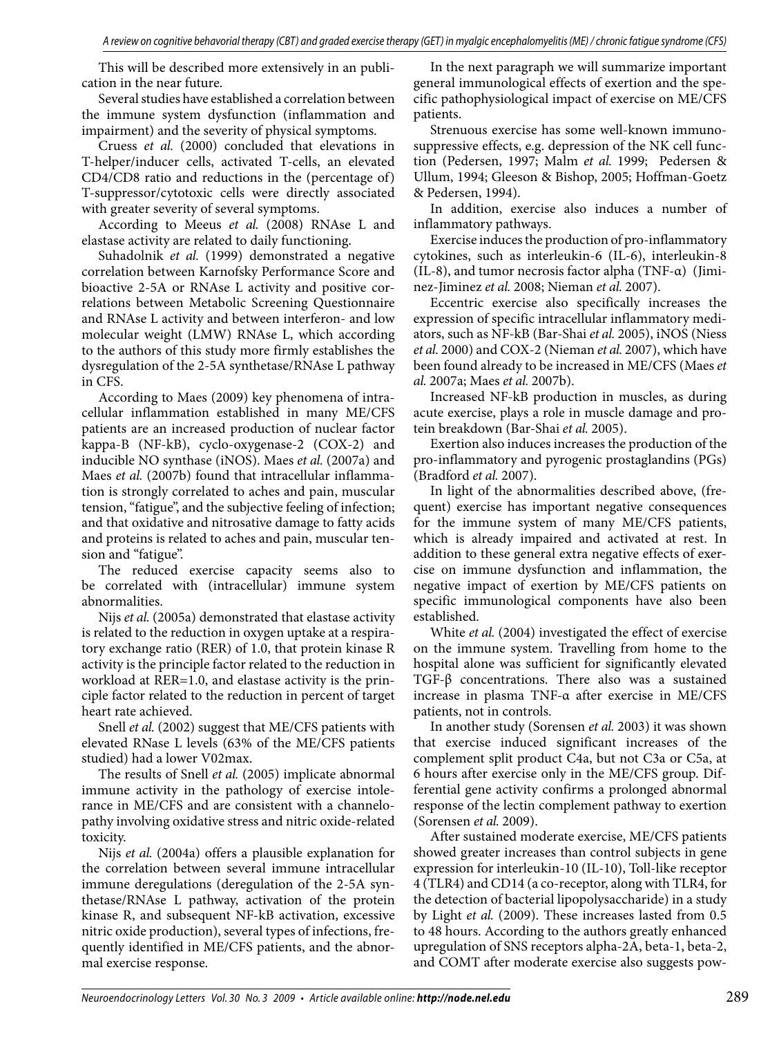This will be described more extensively in an publication in the near future.

Several studies have established a correlation between the immune system dysfunction (inflammation and impairment) and the severity of physical symptoms.

Cruess *et al.* (2000) concluded that elevations in T-helper/inducer cells, activated T-cells, an elevated CD4/CD8 ratio and reductions in the (percentage of) T-suppressor/cytotoxic cells were directly associated with greater severity of several symptoms.

According to Meeus *et al.* (2008) RNAse L and elastase activity are related to daily functioning.

Suhadolnik *et al.* (1999) demonstrated a negative correlation between Karnofsky Performance Score and bioactive 2-5A or RNAse L activity and positive correlations between Metabolic Screening Questionnaire and RNAse L activity and between interferon- and low molecular weight (LMW) RNAse L, which according to the authors of this study more firmly establishes the dysregulation of the 2-5A synthetase/RNAse L pathway in CFS.

According to Maes (2009) key phenomena of intracellular inflammation established in many ME/CFS patients are an increased production of nuclear factor kappa-B (NF-kB), cyclo-oxygenase-2 (COX-2) and inducible NO synthase (iNOS). Maes *et al.* (2007a) and Maes *et al.* (2007b) found that intracellular inflammation is strongly correlated to aches and pain, muscular tension, "fatigue", and the subjective feeling of infection; and that oxidative and nitrosative damage to fatty acids and proteins is related to aches and pain, muscular tension and "fatigue".

The reduced exercise capacity seems also to be correlated with (intracellular) immune system abnormalities.

Nijs *et al.* (2005a) demonstrated that elastase activity is related to the reduction in oxygen uptake at a respiratory exchange ratio (RER) of 1.0, that protein kinase R activity is the principle factor related to the reduction in workload at RER=1.0, and elastase activity is the principle factor related to the reduction in percent of target heart rate achieved.

Snell *et al.* (2002) suggest that ME/CFS patients with elevated RNase L levels (63% of the ME/CFS patients studied) had a lower V02max.

The results of Snell *et al.* (2005) implicate abnormal immune activity in the pathology of exercise intolerance in ME/CFS and are consistent with a channelopathy involving oxidative stress and nitric oxide-related toxicity.

Nijs *et al.* (2004a) offers a plausible explanation for the correlation between several immune intracellular immune deregulations (deregulation of the 2-5A synthetase/RNAse L pathway, activation of the protein kinase R, and subsequent NF-kB activation, excessive nitric oxide production), several types of infections, frequently identified in ME/CFS patients, and the abnormal exercise response.

In the next paragraph we will summarize important general immunological effects of exertion and the specific pathophysiological impact of exercise on ME/CFS patients.

Strenuous exercise has some well-known immunosuppressive effects, e.g. depression of the NK cell function (Pedersen, 1997; Malm *et al.* 1999; Pedersen & Ullum, 1994; Gleeson & Bishop, 2005; Hoffman-Goetz & Pedersen, 1994).

In addition, exercise also induces a number of inflammatory pathways.

Exercise induces the production of pro-inflammatory cytokines, such as interleukin-6 (IL-6), interleukin-8 (IL-8), and tumor necrosis factor alpha (TNF-α) (Jiminez-Jiminez *et al.* 2008; Nieman *et al.* 2007).

Eccentric exercise also specifically increases the expression of specific intracellular inflammatory mediators, such as NF-kB (Bar-Shai *et al.* 2005), iNOS (Niess *et al.* 2000) and COX-2 (Nieman *et al.* 2007), which have been found already to be increased in ME/CFS (Maes *et al.* 2007a; Maes *et al.* 2007b).

Increased NF-kB production in muscles, as during acute exercise, plays a role in muscle damage and protein breakdown (Bar-Shai *et al.* 2005).

Exertion also induces increases the production of the pro-inflammatory and pyrogenic prostaglandins (PGs) (Bradford *et al.* 2007).

In light of the abnormalities described above, (frequent) exercise has important negative consequences for the immune system of many ME/CFS patients, which is already impaired and activated at rest. In addition to these general extra negative effects of exercise on immune dysfunction and inflammation, the negative impact of exertion by ME/CFS patients on specific immunological components have also been established.

White *et al.* (2004) investigated the effect of exercise on the immune system. Travelling from home to the hospital alone was sufficient for significantly elevated TGF-β concentrations. There also was a sustained increase in plasma TNF-α after exercise in ME/CFS patients, not in controls.

In another study (Sorensen *et al.* 2003) it was shown that exercise induced significant increases of the complement split product C4a, but not C3a or C5a, at 6 hours after exercise only in the ME/CFS group. Differential gene activity confirms a prolonged abnormal response of the lectin complement pathway to exertion (Sorensen *et al.* 2009).

After sustained moderate exercise, ME/CFS patients showed greater increases than control subjects in gene expression for interleukin-10 (IL-10), Toll-like receptor 4 (TLR4) and CD14 (a co-receptor, along with TLR4, for the detection of bacterial lipopolysaccharide) in a study by Light *et al.* (2009). These increases lasted from 0.5 to 48 hours. According to the authors greatly enhanced upregulation of SNS receptors alpha-2A, beta-1, beta-2, and COMT after moderate exercise also suggests pow-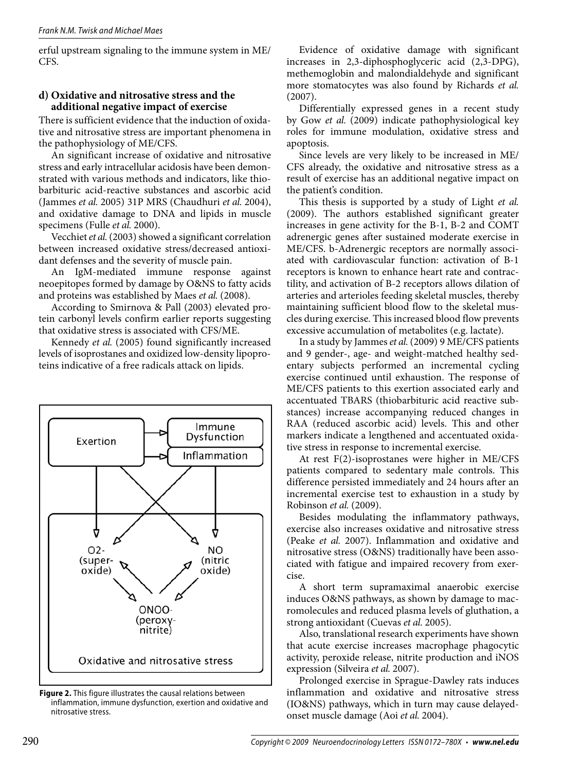erful upstream signaling to the immune system in ME/CFS.

### d) Oxidative and nitrosative stress and the additional negative impact of exercise

There is sufficient evidence that the induction of oxidative and nitrosative stress are important phenomena in the pathophysiology of ME/CFS.

An significant increase of oxidative and nitrosative stress and early intracellular acidosis have been demonstrated with various methods and indicators, like thiobarbituric acid-reactive substances and ascorbic acid (Jammes *et al.* 2005) 31P MRS (Chaudhuri *et al.* 2004), and oxidative damage to DNA and lipids in muscle specimens (Fulle *et al.* 2000).

Vecchiet *et al.* (2003) showed a significant correlation between increased oxidative stress/decreased antioxidant defenses and the severity of muscle pain.

An IgM-mediated immune response against neoepitopes formed by damage by O&NS to fatty acids and proteins was established by Maes *et al.* (2008).

According to Smirnova & Pall (2003) elevated protein carbonyl levels confirm earlier reports suggesting that oxidative stress is associated with CFS/ME.

Kennedy *et al.* (2005) found significantly increased levels of isoprostanes and oxidized low-density lipoproteins indicative of a free radicals attack on lipids.

**Figure 2.** This figure illustrates the causal relations between inflammation, immune dysfunction, exertion and oxidative and nitrosative stress.

Evidence of oxidative damage with significant increases in 2,3-diphosphoglyceric acid (2,3-DPG), methemoglobin and malondialdehyde and significant more stomatocytes was also found by Richards *et al.* (2007).

Differentially expressed genes in a recent study by Gow *et al.* (2009) indicate pathophysiological key roles for immune modulation, oxidative stress and apoptosis.

Since levels are very likely to be increased in ME/CFS already, the oxidative and nitrosative stress as a result of exercise has an additional negative impact on the patient's condition.

This thesis is supported by a study of Light *et al.* (2009). The authors established significant greater increases in gene activity for the B-1, B-2 and COMT adrenergic genes after sustained moderate exercise in ME/CFS. b-Adrenergic receptors are normally associated with cardiovascular function: activation of B-1 receptors is known to enhance heart rate and contractility, and activation of B-2 receptors allows dilation of arteries and arterioles feeding skeletal muscles, thereby maintaining sufficient blood flow to the skeletal muscles during exercise. This increased blood flow prevents excessive accumulation of metabolites (e.g. lactate).

In a study by Jammes *et al.* (2009) 9 ME/CFS patients and 9 gender-, age- and weight-matched healthy sedentary subjects performed an incremental cycling exercise continued until exhaustion. The response of ME/CFS patients to this exertion associated early and accentuated TBARS (thiobarbituric acid reactive substances) increase accompanying reduced changes in RAA (reduced ascorbic acid) levels. This and other markers indicate a lengthened and accentuated oxidative stress in response to incremental exercise.

At rest F(2)-isoprostanes were higher in ME/CFS patients compared to sedentary male controls. This difference persisted immediately and 24 hours after an incremental exercise test to exhaustion in a study by Robinson *et al.* (2009).

Besides modulating the inflammatory pathways, exercise also increases oxidative and nitrosative stress (Peake *et al.* 2007). Inflammation and oxidative and nitrosative stress (O&NS) traditionally have been associated with fatigue and impaired recovery from exercise.

A short term supramaximal anaerobic exercise induces O&NS pathways, as shown by damage to macromolecules and reduced plasma levels of gluthation, a strong antioxidant (Cuevas *et al.* 2005).

Also, translational research experiments have shown that acute exercise increases macrophage phagocytic activity, peroxide release, nitrite production and iNOS expression (Silveira *et al.* 2007).

Prolonged exercise in Sprague-Dawley rats induces inflammation and oxidative and nitrosative stress (IO&NS) pathways, which in turn may cause delayed-onset muscle damage (Aoi *et al.* 2004).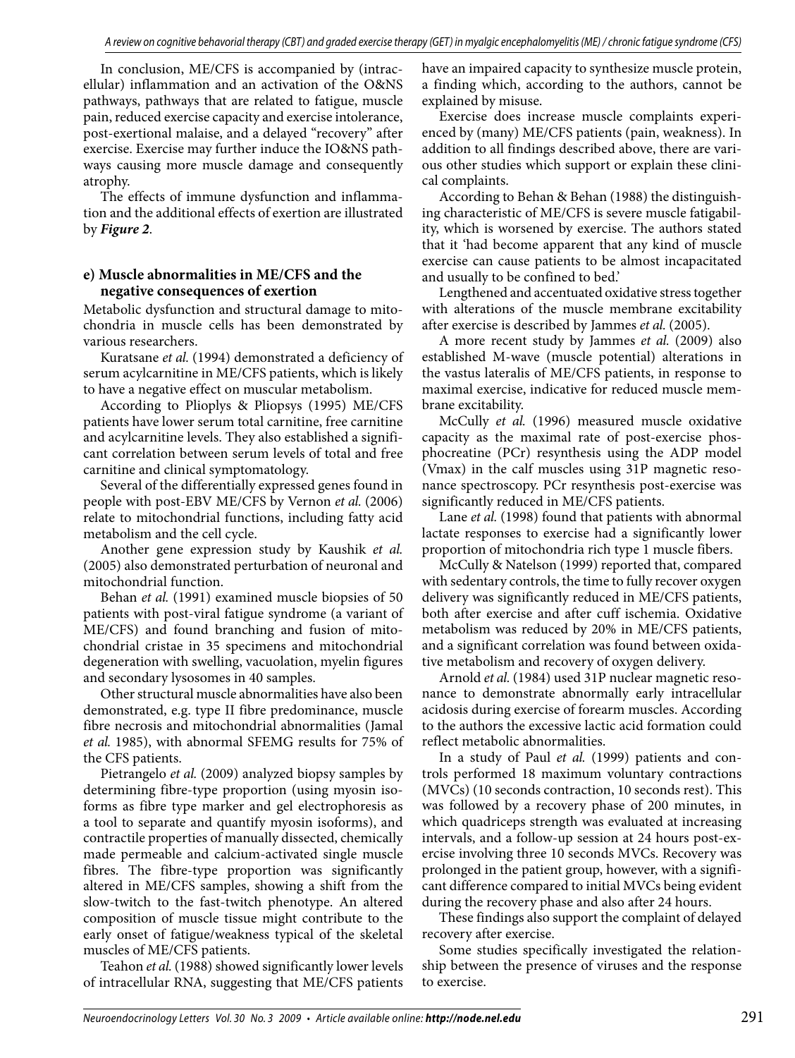In conclusion, ME/CFS is accompanied by (intracellular) inflammation and an activation of the O&NS pathways, pathways that are related to fatigue, muscle pain, reduced exercise capacity and exercise intolerance, post-exertional malaise, and a delayed "recovery" after exercise. Exercise may further induce the IO&NS pathways causing more muscle damage and consequently atrophy.

The effects of immune dysfunction and inflammation and the additional effects of exertion are illustrated by ***Figure 2***.

### e) Muscle abnormalities in ME/CFS and the negative consequences of exertion

Metabolic dysfunction and structural damage to mitochondria in muscle cells has been demonstrated by various researchers.

Kuratsane *et al.* (1994) demonstrated a deficiency of serum acylcarnitine in ME/CFS patients, which is likely to have a negative effect on muscular metabolism.

According to Plioplys & Pliopsys (1995) ME/CFS patients have lower serum total carnitine, free carnitine and acylcarnitine levels. They also established a significant correlation between serum levels of total and free carnitine and clinical symptomatology.

Several of the differentially expressed genes found in people with post-EBV ME/CFS by Vernon *et al.* (2006) relate to mitochondrial functions, including fatty acid metabolism and the cell cycle.

Another gene expression study by Kaushik *et al.* (2005) also demonstrated perturbation of neuronal and mitochondrial function.

Behan *et al.* (1991) examined muscle biopsies of 50 patients with post-viral fatigue syndrome (a variant of ME/CFS) and found branching and fusion of mitochondrial cristae in 35 specimens and mitochondrial degeneration with swelling, vacuolation, myelin figures and secondary lysosomes in 40 samples.

Other structural muscle abnormalities have also been demonstrated, e.g. type II fibre predominance, muscle fibre necrosis and mitochondrial abnormalities (Jamal *et al.* 1985), with abnormal SFEMG results for 75% of the CFS patients.

Pietrangelo *et al.* (2009) analyzed biopsy samples by determining fibre-type proportion (using myosin isoforms as fibre type marker and gel electrophoresis as a tool to separate and quantify myosin isoforms), and contractile properties of manually dissected, chemically made permeable and calcium-activated single muscle fibres. The fibre-type proportion was significantly altered in ME/CFS samples, showing a shift from the slow-twitch to the fast-twitch phenotype. An altered composition of muscle tissue might contribute to the early onset of fatigue/weakness typical of the skeletal muscles of ME/CFS patients.

Teahon *et al.* (1988) showed significantly lower levels of intracellular RNA, suggesting that ME/CFS patients have an impaired capacity to synthesize muscle protein, a finding which, according to the authors, cannot be explained by misuse.

Exercise does increase muscle complaints experienced by (many) ME/CFS patients (pain, weakness). In addition to all findings described above, there are various other studies which support or explain these clinical complaints.

According to Behan & Behan (1988) the distinguishing characteristic of ME/CFS is severe muscle fatigability, which is worsened by exercise. The authors stated that it 'had become apparent that any kind of muscle exercise can cause patients to be almost incapacitated and usually to be confined to bed.'

Lengthened and accentuated oxidative stress together with alterations of the muscle membrane excitability after exercise is described by Jammes *et al.* (2005).

A more recent study by Jammes *et al.* (2009) also established M-wave (muscle potential) alterations in the vastus lateralis of ME/CFS patients, in response to maximal exercise, indicative for reduced muscle membrane excitability.

McCully *et al.* (1996) measured muscle oxidative capacity as the maximal rate of post-exercise phosphocreatine (PCr) resynthesis using the ADP model (Vmax) in the calf muscles using 31P magnetic resonance spectroscopy. PCr resynthesis post-exercise was significantly reduced in ME/CFS patients.

Lane *et al.* (1998) found that patients with abnormal lactate responses to exercise had a significantly lower proportion of mitochondria rich type 1 muscle fibers.

McCully & Natelson (1999) reported that, compared with sedentary controls, the time to fully recover oxygen delivery was significantly reduced in ME/CFS patients, both after exercise and after cuff ischemia. Oxidative metabolism was reduced by 20% in ME/CFS patients, and a significant correlation was found between oxidative metabolism and recovery of oxygen delivery.

Arnold *et al.* (1984) used 31P nuclear magnetic resonance to demonstrate abnormally early intracellular acidosis during exercise of forearm muscles. According to the authors the excessive lactic acid formation could reflect metabolic abnormalities.

In a study of Paul *et al.* (1999) patients and controls performed 18 maximum voluntary contractions (MVCs) (10 seconds contraction, 10 seconds rest). This was followed by a recovery phase of 200 minutes, in which quadriceps strength was evaluated at increasing intervals, and a follow-up session at 24 hours post-exercise involving three 10 seconds MVCs. Recovery was prolonged in the patient group, however, with a significant difference compared to initial MVCs being evident during the recovery phase and also after 24 hours.

These findings also support the complaint of delayed recovery after exercise.

Some studies specifically investigated the relationship between the presence of viruses and the response to exercise.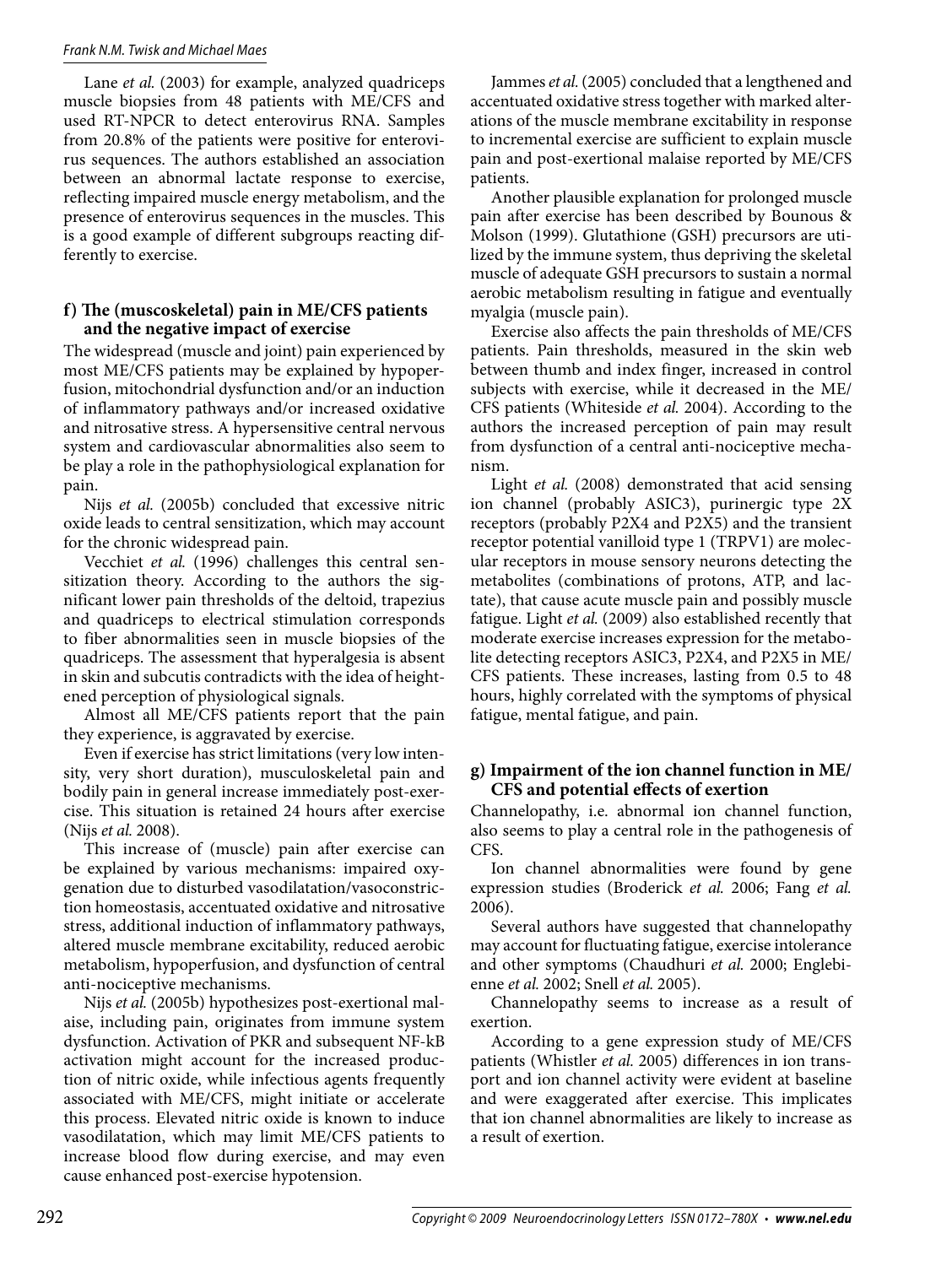Lane *et al.* (2003) for example, analyzed quadriceps muscle biopsies from 48 patients with ME/CFS and used RT-NPCR to detect enterovirus RNA. Samples from 20.8% of the patients were positive for enterovirus sequences. The authors established an association between an abnormal lactate response to exercise, reflecting impaired muscle energy metabolism, and the presence of enterovirus sequences in the muscles. This is a good example of different subgroups reacting differently to exercise.

### f) The (muscoskeletal) pain in ME/CFS patients and the negative impact of exercise

The widespread (muscle and joint) pain experienced by most ME/CFS patients may be explained by hypoperfusion, mitochondrial dysfunction and/or an induction of inflammatory pathways and/or increased oxidative and nitrosative stress. A hypersensitive central nervous system and cardiovascular abnormalities also seem to be play a role in the pathophysiological explanation for pain.

Nijs *et al.* (2005b) concluded that excessive nitric oxide leads to central sensitization, which may account for the chronic widespread pain.

Vecchiet *et al.* (1996) challenges this central sensitization theory. According to the authors the significant lower pain thresholds of the deltoid, trapezius and quadriceps to electrical stimulation corresponds to fiber abnormalities seen in muscle biopsies of the quadriceps. The assessment that hyperalgesia is absent in skin and subcutis contradicts with the idea of heightened perception of physiological signals.

Almost all ME/CFS patients report that the pain they experience, is aggravated by exercise.

Even if exercise has strict limitations (very low intensity, very short duration), musculoskeletal pain and bodily pain in general increase immediately post-exercise. This situation is retained 24 hours after exercise (Nijs *et al.* 2008).

This increase of (muscle) pain after exercise can be explained by various mechanisms: impaired oxygenation due to disturbed vasodilatation/vasoconstriction homeostasis, accentuated oxidative and nitrosative stress, additional induction of inflammatory pathways, altered muscle membrane excitability, reduced aerobic metabolism, hypoperfusion, and dysfunction of central anti-nociceptive mechanisms.

Nijs *et al.* (2005b) hypothesizes post-exertional malaise, including pain, originates from immune system dysfunction. Activation of PKR and subsequent NF-kB activation might account for the increased production of nitric oxide, while infectious agents frequently associated with ME/CFS, might initiate or accelerate this process. Elevated nitric oxide is known to induce vasodilatation, which may limit ME/CFS patients to increase blood flow during exercise, and may even cause enhanced post-exercise hypotension.

Jammes *et al.* (2005) concluded that a lengthened and accentuated oxidative stress together with marked alterations of the muscle membrane excitability in response to incremental exercise are sufficient to explain muscle pain and post-exertional malaise reported by ME/CFS patients.

Another plausible explanation for prolonged muscle pain after exercise has been described by Bounous & Molson (1999). Glutathione (GSH) precursors are utilized by the immune system, thus depriving the skeletal muscle of adequate GSH precursors to sustain a normal aerobic metabolism resulting in fatigue and eventually myalgia (muscle pain).

Exercise also affects the pain thresholds of ME/CFS patients. Pain thresholds, measured in the skin web between thumb and index finger, increased in control subjects with exercise, while it decreased in the ME/CFS patients (Whiteside *et al.* 2004). According to the authors the increased perception of pain may result from dysfunction of a central anti-nociceptive mechanism.

Light *et al.* (2008) demonstrated that acid sensing ion channel (probably ASIC3), purinergic type 2X receptors (probably P2X4 and P2X5) and the transient receptor potential vanilloid type 1 (TRPV1) are molecular receptors in mouse sensory neurons detecting the metabolites (combinations of protons, ATP, and lactate), that cause acute muscle pain and possibly muscle fatigue. Light *et al.* (2009) also established recently that moderate exercise increases expression for the metabolite detecting receptors ASIC3, P2X4, and P2X5 in ME/CFS patients. These increases, lasting from 0.5 to 48 hours, highly correlated with the symptoms of physical fatigue, mental fatigue, and pain.

### g) Impairment of the ion channel function in ME/CFS and potential effects of exertion

Channelopathy, i.e. abnormal ion channel function, also seems to play a central role in the pathogenesis of CFS.

Ion channel abnormalities were found by gene expression studies (Broderick *et al.* 2006; Fang *et al.* 2006).

Several authors have suggested that channelopathy may account for fluctuating fatigue, exercise intolerance and other symptoms (Chaudhuri *et al.* 2000; Englebienne *et al.* 2002; Snell *et al.* 2005).

Channelopathy seems to increase as a result of exertion.

According to a gene expression study of ME/CFS patients (Whistler *et al.* 2005) differences in ion transport and ion channel activity were evident at baseline and were exaggerated after exercise. This implicates that ion channel abnormalities are likely to increase as a result of exertion.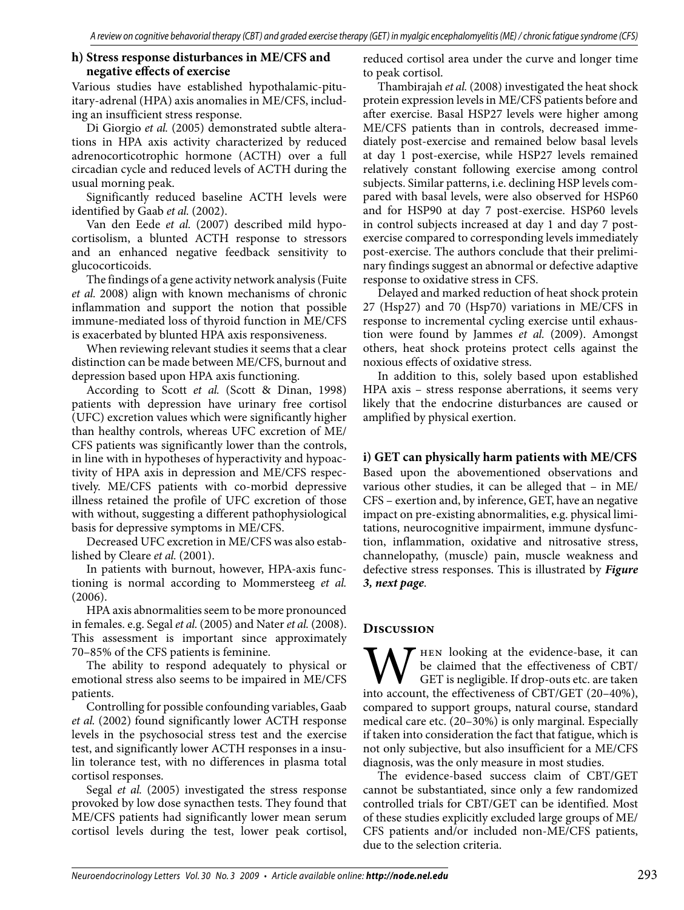### h) Stress response disturbances in ME/CFS and negative effects of exercise

Various studies have established hypothalamic-pituitary-adrenal (HPA) axis anomalies in ME/CFS, including an insufficient stress response.

Di Giorgio *et al.* (2005) demonstrated subtle alterations in HPA axis activity characterized by reduced adrenocorticotrophic hormone (ACTH) over a full circadian cycle and reduced levels of ACTH during the usual morning peak.

Significantly reduced baseline ACTH levels were identified by Gaab *et al.* (2002).

Van den Eede *et al.* (2007) described mild hypocortisolism, a blunted ACTH response to stressors and an enhanced negative feedback sensitivity to glucocorticoids.

The findings of a gene activity network analysis (Fuite *et al.* 2008) align with known mechanisms of chronic inflammation and support the notion that possible immune-mediated loss of thyroid function in ME/CFS is exacerbated by blunted HPA axis responsiveness.

When reviewing relevant studies it seems that a clear distinction can be made between ME/CFS, burnout and depression based upon HPA axis functioning.

According to Scott *et al.* (Scott & Dinan, 1998) patients with depression have urinary free cortisol (UFC) excretion values which were significantly higher than healthy controls, whereas UFC excretion of ME/CFS patients was significantly lower than the controls, in line with in hypotheses of hyperactivity and hypoactivity of HPA axis in depression and ME/CFS respectively. ME/CFS patients with co-morbid depressive illness retained the profile of UFC excretion of those with without, suggesting a different pathophysiological basis for depressive symptoms in ME/CFS.

Decreased UFC excretion in ME/CFS was also established by Cleare *et al.* (2001).

In patients with burnout, however, HPA-axis functioning is normal according to Mommersteeg *et al.* (2006).

HPA axis abnormalities seem to be more pronounced in females. e.g. Segal *et al.* (2005) and Nater *et al.* (2008). This assessment is important since approximately 70–85% of the CFS patients is feminine.

The ability to respond adequately to physical or emotional stress also seems to be impaired in ME/CFS patients.

Controlling for possible confounding variables, Gaab *et al.* (2002) found significantly lower ACTH response levels in the psychosocial stress test and the exercise test, and significantly lower ACTH responses in a insulin tolerance test, with no differences in plasma total cortisol responses.

Segal *et al.* (2005) investigated the stress response provoked by low dose synacthen tests. They found that ME/CFS patients had significantly lower mean serum cortisol levels during the test, lower peak cortisol, reduced cortisol area under the curve and longer time to peak cortisol.

Thambirajah *et al.* (2008) investigated the heat shock protein expression levels in ME/CFS patients before and after exercise. Basal HSP27 levels were higher among ME/CFS patients than in controls, decreased immediately post-exercise and remained below basal levels at day 1 post-exercise, while HSP27 levels remained relatively constant following exercise among control subjects. Similar patterns, i.e. declining HSP levels compared with basal levels, were also observed for HSP60 and for HSP90 at day 7 post-exercise. HSP60 levels in control subjects increased at day 1 and day 7 post-exercise compared to corresponding levels immediately post-exercise. The authors conclude that their preliminary findings suggest an abnormal or defective adaptive response to oxidative stress in CFS.

Delayed and marked reduction of heat shock protein 27 (Hsp27) and 70 (Hsp70) variations in ME/CFS in response to incremental cycling exercise until exhaustion were found by Jammes *et al.* (2009). Amongst others, heat shock proteins protect cells against the noxious effects of oxidative stress.

In addition to this, solely based upon established HPA axis – stress response aberrations, it seems very likely that the endocrine disturbances are caused or amplified by physical exertion.

### i) GET can physically harm patients with ME/CFS

Based upon the abovementioned observations and various other studies, it can be alleged that – in ME/CFS – exertion and, by inference, GET, have an negative impact on pre-existing abnormalities, e.g. physical limitations, neurocognitive impairment, immune dysfunction, inflammation, oxidative and nitrosative stress, channelopathy, (muscle) pain, muscle weakness and defective stress responses. This is illustrated by ***Figure 3, next page***.

## Discussion

When looking at the evidence-base, it can be claimed that the effectiveness of CBT/GET is negligible. If drop-outs etc. are taken into account, the effectiveness of CBT/GET (20–40%), compared to support groups, natural course, standard medical care etc. (20–30%) is only marginal. Especially if taken into consideration the fact that fatigue, which is not only subjective, but also insufficient for a ME/CFS diagnosis, was the only measure in most studies.

The evidence-based success claim of CBT/GET cannot be substantiated, since only a few randomized controlled trials for CBT/GET can be identified. Most of these studies explicitly excluded large groups of ME/CFS patients and/or included non-ME/CFS patients, due to the selection criteria.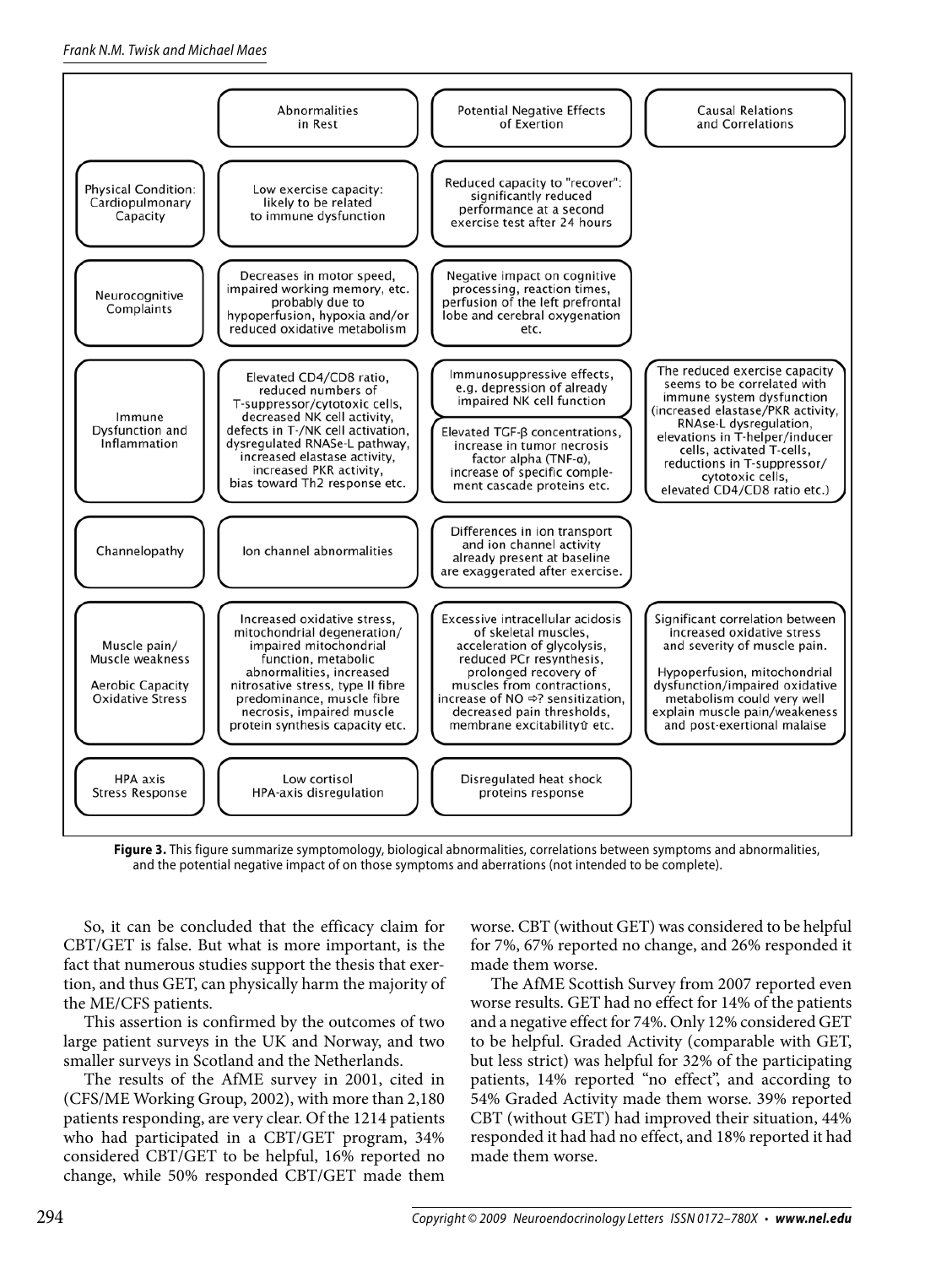| | Abnormalities in Rest | Potential Negative Effects of Exertion | Causal Relations and Correlations |
|---|---|---|---|
| Physical Condition: Cardiopulmonary Capacity | Low exercise capacity: likely to be related to immune dysfunction | Reduced capacity to "recover": significantly reduced performance at a second exercise test after 24 hours | |
| Neurocognitive Complaints | Decreases in motor speed, impaired working memory, etc. probably due to hypoperfusion, hypoxia and/or reduced oxidative metabolism | Negative impact on cognitive processing, reaction times, perfusion of the left prefrontal lobe and cerebral oxygenation etc. | |
| Immune Dysfunction and Inflammation | Elevated CD4/CD8 ratio, reduced numbers of T-suppressor/cytotoxic cells, decreased NK cell activity, defects in T-/NK cell activation, dysregulated RNASe-L pathway, increased elastase activity, increased PKR activity, bias toward Th2 response etc. | Immunosuppressive effects, e.g. depression of already impaired NK cell function<br><br>Elevated TGF-β concentrations, increase in tumor necrosis factor alpha (TNF-α), increase of specific complement cascade proteins etc. | The reduced exercise capacity seems to be correlated with immune system dysfunction (increased elastase/PKR activity, RNAse-L dysregulation, elevations in T-helper/inducer cells, activated T-cells, reductions in T-suppressor/cytotoxic cells, elevated CD4/CD8 ratio etc.) |
| Channelopathy | Ion channel abnormalities | Differences in ion transport and ion channel activity already present at baseline are exaggerated after exercise. | |
| Muscle pain/ Muscle weakness<br><br>Aerobic Capacity Oxidative Stress | Increased oxidative stress, mitochondrial degeneration/ impaired mitochondrial function, metabolic abnormalities, increased nitrosative stress, type II fibre predominance, muscle fibre necrosis, impaired muscle protein synthesis capacity etc. | Excessive intracellular acidosis of skeletal muscles, acceleration of glycolysis, reduced PCr resynthesis, prolonged recovery of muscles from contractions, increase of NO ⇒? sensitization, decreased pain thresholds, membrane excitability⇑ etc. | Significant correlation between increased oxidative stress and severity of muscle pain.<br><br>Hypoperfusion, mitochondrial dysfunction/impaired oxidative metabolism could very well explain muscle pain/weakness and post-exertional malaise |
| HPA axis Stress Response | Low cortisol HPA-axis disregulation | Disregulated heat shock proteins response | |

**Figure 3.** This figure summarize symptomology, biological abnormalities, correlations between symptoms and abnormalities, and the potential negative impact of on those symptoms and aberrations (not intended to be complete).

So, it can be concluded that the efficacy claim for CBT/GET is false. But what is more important, is the fact that numerous studies support the thesis that exertion, and thus GET, can physically harm the majority of the ME/CFS patients.

This assertion is confirmed by the outcomes of two large patient surveys in the UK and Norway, and two smaller surveys in Scotland and the Netherlands.

The results of the AfME survey in 2001, cited in (CFS/ME Working Group, 2002), with more than 2,180 patients responding, are very clear. Of the 1214 patients who had participated in a CBT/GET program, 34% considered CBT/GET to be helpful, 16% reported no change, while 50% responded CBT/GET made them worse. CBT (without GET) was considered to be helpful for 7%, 67% reported no change, and 26% responded it made them worse.

The AfME Scottish Survey from 2007 reported even worse results. GET had no effect for 14% of the patients and a negative effect for 74%. Only 12% considered GET to be helpful. Graded Activity (comparable with GET, but less strict) was helpful for 32% of the participating patients, 14% reported "no effect", and according to 54% Graded Activity made them worse. 39% reported CBT (without GET) had improved their situation, 44% responded it had had no effect, and 18% reported it had made them worse.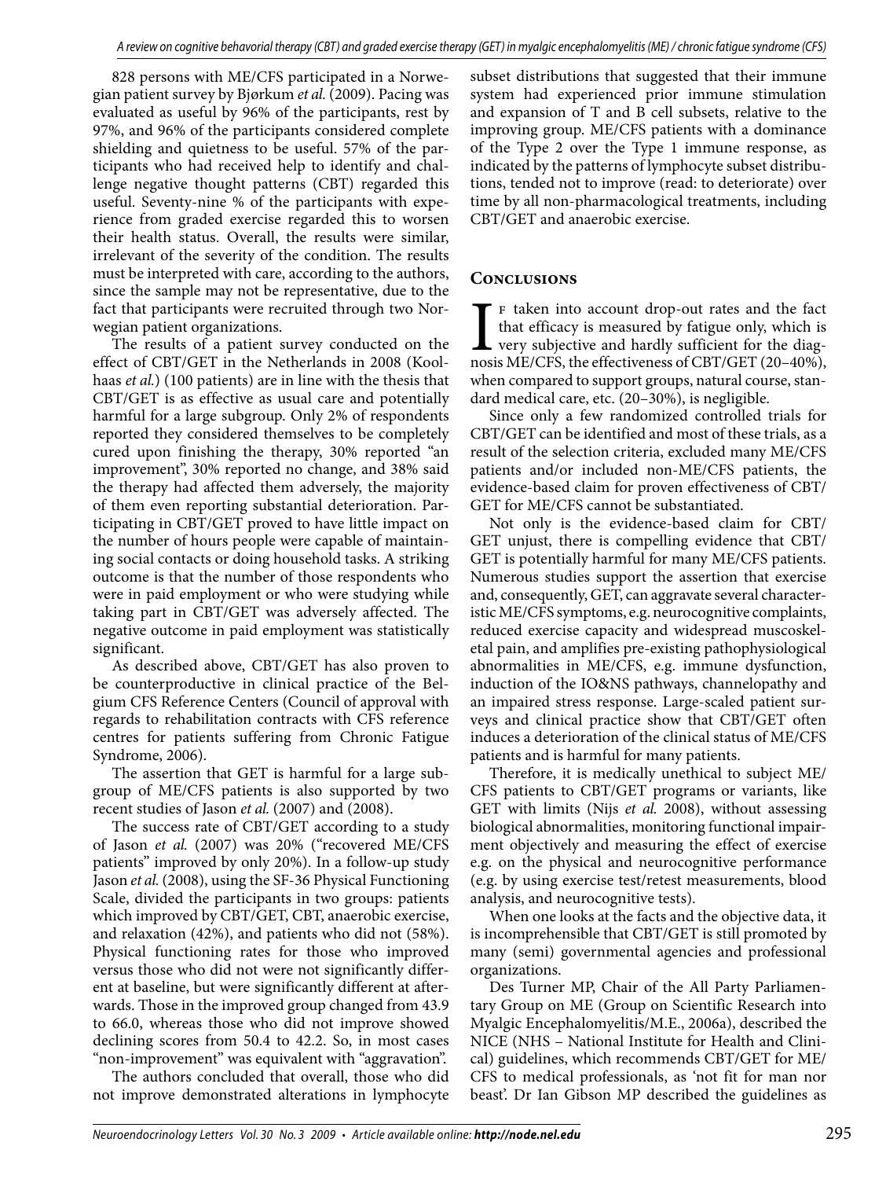828 persons with ME/CFS participated in a Norwegian patient survey by Bjørkum *et al.* (2009). Pacing was evaluated as useful by 96% of the participants, rest by 97%, and 96% of the participants considered complete shielding and quietness to be useful. 57% of the participants who had received help to identify and challenge negative thought patterns (CBT) regarded this useful. Seventy-nine % of the participants with experience from graded exercise regarded this to worsen their health status. Overall, the results were similar, irrelevant of the severity of the condition. The results must be interpreted with care, according to the authors, since the sample may not be representative, due to the fact that participants were recruited through two Norwegian patient organizations.

The results of a patient survey conducted on the effect of CBT/GET in the Netherlands in 2008 (Koolhaas *et al.*) (100 patients) are in line with the thesis that CBT/GET is as effective as usual care and potentially harmful for a large subgroup. Only 2% of respondents reported they considered themselves to be completely cured upon finishing the therapy, 30% reported "an improvement", 30% reported no change, and 38% said the therapy had affected them adversely, the majority of them even reporting substantial deterioration. Participating in CBT/GET proved to have little impact on the number of hours people were capable of maintaining social contacts or doing household tasks. A striking outcome is that the number of those respondents who were in paid employment or who were studying while taking part in CBT/GET was adversely affected. The negative outcome in paid employment was statistically significant.

As described above, CBT/GET has also proven to be counterproductive in clinical practice of the Belgium CFS Reference Centers (Council of approval with regards to rehabilitation contracts with CFS reference centres for patients suffering from Chronic Fatigue Syndrome, 2006).

The assertion that GET is harmful for a large subgroup of ME/CFS patients is also supported by two recent studies of Jason *et al.* (2007) and (2008).

The success rate of CBT/GET according to a study of Jason *et al.* (2007) was 20% ("recovered ME/CFS patients" improved by only 20%). In a follow-up study Jason *et al.* (2008), using the SF-36 Physical Functioning Scale, divided the participants in two groups: patients which improved by CBT/GET, CBT, anaerobic exercise, and relaxation (42%), and patients who did not (58%). Physical functioning rates for those who improved versus those who did not were not significantly different at baseline, but were significantly different at afterwards. Those in the improved group changed from 43.9 to 66.0, whereas those who did not improve showed declining scores from 50.4 to 42.2. So, in most cases "non-improvement" was equivalent with "aggravation".

The authors concluded that overall, those who did not improve demonstrated alterations in lymphocyte subset distributions that suggested that their immune system had experienced prior immune stimulation and expansion of T and B cell subsets, relative to the improving group. ME/CFS patients with a dominance of the Type 2 over the Type 1 immune response, as indicated by the patterns of lymphocyte subset distributions, tended not to improve (read: to deteriorate) over time by all non-pharmacological treatments, including CBT/GET and anaerobic exercise.

## Conclusions

If taken into account drop-out rates and the fact that efficacy is measured by fatigue only, which is very subjective and hardly sufficient for the diagnosis ME/CFS, the effectiveness of CBT/GET (20–40%), when compared to support groups, natural course, standard medical care, etc. (20–30%), is negligible.

Since only a few randomized controlled trials for CBT/GET can be identified and most of these trials, as a result of the selection criteria, excluded many ME/CFS patients and/or included non-ME/CFS patients, the evidence-based claim for proven effectiveness of CBT/GET for ME/CFS cannot be substantiated.

Not only is the evidence-based claim for CBT/GET unjust, there is compelling evidence that CBT/GET is potentially harmful for many ME/CFS patients. Numerous studies support the assertion that exercise and, consequently, GET, can aggravate several characteristic ME/CFS symptoms, e.g. neurocognitive complaints, reduced exercise capacity and widespread muscoskeletal pain, and amplifies pre-existing pathophysiological abnormalities in ME/CFS, e.g. immune dysfunction, induction of the IO&NS pathways, channelopathy and an impaired stress response. Large-scaled patient surveys and clinical practice show that CBT/GET often induces a deterioration of the clinical status of ME/CFS patients and is harmful for many patients.

Therefore, it is medically unethical to subject ME/CFS patients to CBT/GET programs or variants, like GET with limits (Nijs *et al.* 2008), without assessing biological abnormalities, monitoring functional impairment objectively and measuring the effect of exercise e.g. on the physical and neurocognitive performance (e.g. by using exercise test/retest measurements, blood analysis, and neurocognitive tests).

When one looks at the facts and the objective data, it is incomprehensible that CBT/GET is still promoted by many (semi) governmental agencies and professional organizations.

Des Turner MP, Chair of the All Party Parliamentary Group on ME (Group on Scientific Research into Myalgic Encephalomyelitis/M.E., 2006a), described the NICE (NHS – National Institute for Health and Clinical) guidelines, which recommends CBT/GET for ME/CFS to medical professionals, as 'not fit for man nor beast'. Dr Ian Gibson MP described the guidelines as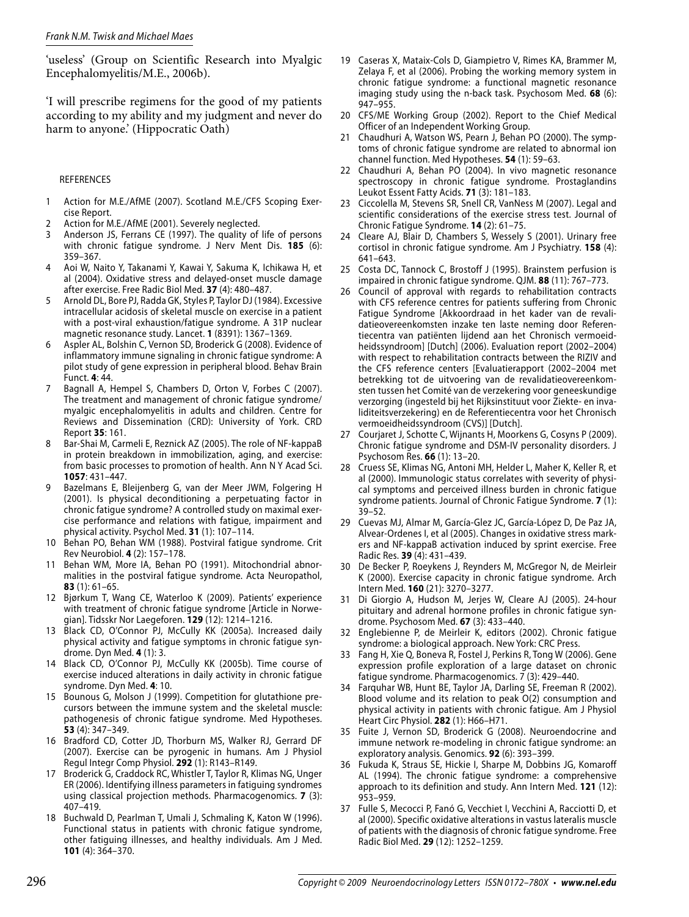'useless' (Group on Scientific Research into Myalgic Encephalomyelitis/M.E., 2006b).

'I will prescribe regimens for the good of my patients according to my ability and my judgment and never do harm to anyone.' (Hippocratic Oath)

REFERENCES

1. Action for M.E./AfME (2007). Scotland M.E./CFS Scoping Exercise Report.
2. Action for M.E./AfME (2001). Severely neglected.
3. Anderson JS, Ferrans CE (1997). The quality of life of persons with chronic fatigue syndrome. J Nerv Ment Dis. **185** (6): 359–367.
4. Aoi W, Naito Y, Takanami Y, Kawai Y, Sakuma K, Ichikawa H, et al (2004). Oxidative stress and delayed-onset muscle damage after exercise. Free Radic Biol Med. **37** (4): 480–487.
5. Arnold DL, Bore PJ, Radda GK, Styles P, Taylor DJ (1984). Excessive intracellular acidosis of skeletal muscle on exercise in a patient with a post-viral exhaustion/fatigue syndrome. A 31P nuclear magnetic resonance study. Lancet. **1** (8391): 1367–1369.
6. Aspler AL, Bolshin C, Vernon SD, Broderick G (2008). Evidence of inflammatory immune signaling in chronic fatigue syndrome: A pilot study of gene expression in peripheral blood. Behav Brain Funct. **4**: 44.
7. Bagnall A, Hempel S, Chambers D, Orton V, Forbes C (2007). The treatment and management of chronic fatigue syndrome/myalgic encephalomyelitis in adults and children. Centre for Reviews and Dissemination (CRD): University of York. CRD Report **35**: 161.
8. Bar-Shai M, Carmeli E, Reznick AZ (2005). The role of NF-kappaB in protein breakdown in immobilization, aging, and exercise: from basic processes to promotion of health. Ann N Y Acad Sci. **1057**: 431–447.
9. Bazelmans E, Bleijenberg G, van der Meer JWM, Folgering H (2001). Is physical deconditioning a perpetuating factor in chronic fatigue syndrome? A controlled study on maximal exercise performance and relations with fatigue, impairment and physical activity. Psychol Med. **31** (1): 107–114.
10. Behan PO, Behan WM (1988). Postviral fatigue syndrome. Crit Rev Neurobiol. **4** (2): 157–178.
11. Behan WM, More IA, Behan PO (1991). Mitochondrial abnormalities in the postviral fatigue syndrome. Acta Neuropathol, **83** (1): 61–65.
12. Bjørkum T, Wang CE, Waterloo K (2009). Patients' experience with treatment of chronic fatigue syndrome [Article in Norwegian]. Tidsskr Nor Laegeforen. **129** (12): 1214–1216.
13. Black CD, O'Connor PJ, McCully KK (2005a). Increased daily physical activity and fatigue symptoms in chronic fatigue syndrome. Dyn Med. **4** (1): 3.
14. Black CD, O'Connor PJ, McCully KK (2005b). Time course of exercise induced alterations in daily activity in chronic fatigue syndrome. Dyn Med. **4**: 10.
15. Bounous G, Molson J (1999). Competition for glutathione precursors between the immune system and the skeletal muscle: pathogenesis of chronic fatigue syndrome. Med Hypotheses. **53** (4): 347–349.
16. Bradford CD, Cotter JD, Thorburn MS, Walker RJ, Gerrard DF (2007). Exercise can be pyrogenic in humans. Am J Physiol Regul Integr Comp Physiol. **292** (1): R143–R149.
17. Broderick G, Craddock RC, Whistler T, Taylor R, Klimas NG, Unger ER (2006). Identifying illness parameters in fatiguing syndromes using classical projection methods. Pharmacogenomics. **7** (3): 407–419.
18. Buchwald D, Pearlman T, Umali J, Schmaling K, Katon W (1996). Functional status in patients with chronic fatigue syndrome, other fatiguing illnesses, and healthy individuals. Am J Med. **101** (4): 364–370.
19. Caseras X, Mataix-Cols D, Giampietro V, Rimes KA, Brammer M, Zelaya F, et al (2006). Probing the working memory system in chronic fatigue syndrome: a functional magnetic resonance imaging study using the n-back task. Psychosom Med. **68** (6): 947–955.
20. CFS/ME Working Group (2002). Report to the Chief Medical Officer of an Independent Working Group.
21. Chaudhuri A, Watson WS, Pearn J, Behan PO (2000). The symptoms of chronic fatigue syndrome are related to abnormal ion channel function. Med Hypotheses. **54** (1): 59–63.
22. Chaudhuri A, Behan PO (2004). In vivo magnetic resonance spectroscopy in chronic fatigue syndrome. Prostaglandins Leukot Essent Fatty Acids. **71** (3): 181–183.
23. Ciccolella M, Stevens SR, Snell CR, VanNess M (2007). Legal and scientific considerations of the exercise stress test. Journal of Chronic Fatigue Syndrome. **14** (2): 61–75.
24. Cleare AJ, Blair D, Chambers S, Wessely S (2001). Urinary free cortisol in chronic fatigue syndrome. Am J Psychiatry. **158** (4): 641–643.
25. Costa DC, Tannock C, Brostoff J (1995). Brainstem perfusion is impaired in chronic fatigue syndrome. QJM. **88** (11): 767–773.
26. Council of approval with regards to rehabilitation contracts with CFS reference centres for patients suffering from Chronic Fatigue Syndrome [Akkoordraad in het kader van de revalidatieovereenkomsten inzake ten laste neming door Referentiecentra van patiënten lijdend aan het Chronisch vermoeidheidssyndroom] [Dutch] (2006). Evaluation report (2002–2004) with respect to rehabilitation contracts between the RIZIV and the CFS reference centers [Evaluatierapport (2002–2004 met betrekking tot de uitvoering van de revalidatieovereenkomsten tussen het Comité van de verzekering voor geneeskundige verzorging (ingesteld bij het Rijksinstituut voor Ziekte- en invaliditeitsverzekering) en de Referentiecentra voor het Chronisch vermoeidheidssyndroom (CVS)] [Dutch].
27. Courjaret J, Schotte C, Wijnants H, Moorkens G, Cosyns P (2009). Chronic fatigue syndrome and DSM-IV personality disorders. J Psychosom Res. **66** (1): 13–20.
28. Cruess SE, Klimas NG, Antoni MH, Helder L, Maher K, Keller R, et al (2000). Immunologic status correlates with severity of physical symptoms and perceived illness burden in chronic fatigue syndrome patients. Journal of Chronic Fatigue Syndrome. **7** (1): 39–52.
29. Cuevas MJ, Almar M, García-Glez JC, García-López D, De Paz JA, Alvear-Ordenes I, et al (2005). Changes in oxidative stress markers and NF-kappaB activation induced by sprint exercise. Free Radic Res. **39** (4): 431–439.
30. De Becker P, Roeykens J, Reynders M, McGregor N, de Meirleir K (2000). Exercise capacity in chronic fatigue syndrome. Arch Intern Med. **160** (21): 3270–3277.
31. Di Giorgio A, Hudson M, Jerjes W, Cleare AJ (2005). 24-hour pituitary and adrenal hormone profiles in chronic fatigue syndrome. Psychosom Med. **67** (3): 433–440.
32. Englebienne P, de Meirleir K, editors (2002). Chronic fatigue syndrome: a biological approach. New York: CRC Press.
33. Fang H, Xie Q, Boneva R, Fostel J, Perkins R, Tong W (2006). Gene expression profile exploration of a large dataset on chronic fatigue syndrome. Pharmacogenomics. 7 (3): 429–440.
34. Farquhar WB, Hunt BE, Taylor JA, Darling SE, Freeman R (2002). Blood volume and its relation to peak O(2) consumption and physical activity in patients with chronic fatigue. Am J Physiol Heart Circ Physiol. **282** (1): H66–H71.
35. Fuite J, Vernon SD, Broderick G (2008). Neuroendocrine and immune network re-modeling in chronic fatigue syndrome: an exploratory analysis. Genomics. **92** (6): 393–399.
36. Fukuda K, Straus SE, Hickie I, Sharpe M, Dobbins JG, Komaroff AL (1994). The chronic fatigue syndrome: a comprehensive approach to its definition and study. Ann Intern Med. **121** (12): 953–959.
37. Fulle S, Mecocci P, Fanó G, Vecchiet I, Vecchini A, Racciotti D, et al (2000). Specific oxidative alterations in vastus lateralis muscle of patients with the diagnosis of chronic fatigue syndrome. Free Radic Biol Med. **29** (12): 1252–1259.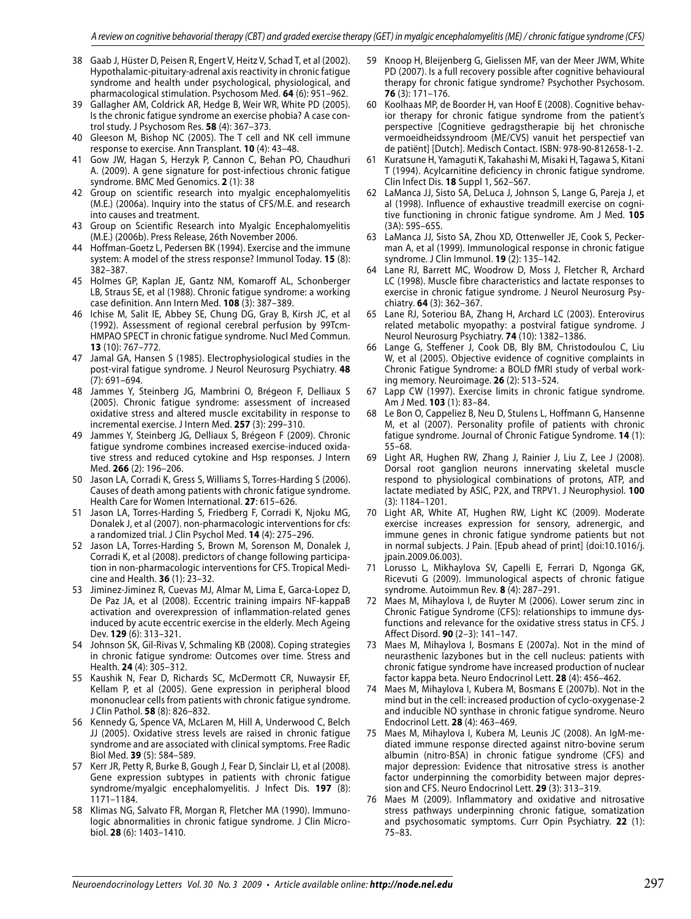38 Gaab J, Hüster D, Peisen R, Engert V, Heitz V, Schad T, et al (2002). Hypothalamic-pituitary-adrenal axis reactivity in chronic fatigue syndrome and health under psychological, physiological, and pharmacological stimulation. Psychosom Med. **64** (6): 951–962.

39 Gallagher AM, Coldrick AR, Hedge B, Weir WR, White PD (2005). Is the chronic fatigue syndrome an exercise phobia? A case control study. J Psychosom Res. **58** (4): 367–373.

40 Gleeson M, Bishop NC (2005). The T cell and NK cell immune response to exercise. Ann Transplant. **10** (4): 43–48.

41 Gow JW, Hagan S, Herzyk P, Cannon C, Behan PO, Chaudhuri A. (2009). A gene signature for post-infectious chronic fatigue syndrome. BMC Med Genomics. **2** (1): 38

42 Group on scientific research into myalgic encephalomyelitis (M.E.) (2006a). Inquiry into the status of CFS/M.E. and research into causes and treatment.

43 Group on Scientific Research into Myalgic Encephalomyelitis (M.E.) (2006b). Press Release, 26th November 2006.

44 Hoffman-Goetz L, Pedersen BK (1994). Exercise and the immune system: A model of the stress response? Immunol Today. **15** (8): 382–387.

45 Holmes GP, Kaplan JE, Gantz NM, Komaroff AL, Schonberger LB, Straus SE, et al (1988). Chronic fatigue syndrome: a working case definition. Ann Intern Med. **108** (3): 387–389.

46 Ichise M, Salit IE, Abbey SE, Chung DG, Gray B, Kirsh JC, et al (1992). Assessment of regional cerebral perfusion by 99Tcm-HMPAO SPECT in chronic fatigue syndrome. Nucl Med Commun. **13** (10): 767–772.

47 Jamal GA, Hansen S (1985). Electrophysiological studies in the post-viral fatigue syndrome. J Neurol Neurosurg Psychiatry. **48** (7): 691–694.

48 Jammes Y, Steinberg JG, Mambrini O, Brégeon F, Delliaux S (2005). Chronic fatigue syndrome: assessment of increased oxidative stress and altered muscle excitability in response to incremental exercise. J Intern Med. **257** (3): 299–310.

49 Jammes Y, Steinberg JG, Delliaux S, Brégeon F (2009). Chronic fatigue syndrome combines increased exercise-induced oxidative stress and reduced cytokine and Hsp responses. J Intern Med. **266** (2): 196–206.

50 Jason LA, Corradi K, Gress S, Williams S, Torres-Harding S (2006). Causes of death among patients with chronic fatigue syndrome. Health Care for Women International. **27**: 615–626.

51 Jason LA, Torres-Harding S, Friedberg F, Corradi K, Njoku MG, Donalek J, et al (2007). non-pharmacologic interventions for cfs: a randomized trial. J Clin Psychol Med. **14** (4): 275–296.

52 Jason LA, Torres-Harding S, Brown M, Sorenson M, Donalek J, Corradi K, et al (2008). predictors of change following participation in non-pharmacologic interventions for CFS. Tropical Medicine and Health. **36** (1): 23–32.

53 Jiminez-Jiminez R, Cuevas MJ, Almar M, Lima E, Garca-Lopez D, De Paz JA, et al (2008). Eccentric training impairs NF-kappaB activation and overexpression of inflammation-related genes induced by acute eccentric exercise in the elderly. Mech Ageing Dev. **129** (6): 313–321.

54 Johnson SK, Gil-Rivas V, Schmaling KB (2008). Coping strategies in chronic fatigue syndrome: Outcomes over time. Stress and Health. **24** (4): 305–312.

55 Kaushik N, Fear D, Richards SC, McDermott CR, Nuwaysir EF, Kellam P, et al (2005). Gene expression in peripheral blood mononuclear cells from patients with chronic fatigue syndrome. J Clin Pathol. **58** (8): 826–832.

56 Kennedy G, Spence VA, McLaren M, Hill A, Underwood C, Belch JJ (2005). Oxidative stress levels are raised in chronic fatigue syndrome and are associated with clinical symptoms. Free Radic Biol Med. **39** (5): 584–589.

57 Kerr JR, Petty R, Burke B, Gough J, Fear D, Sinclair LI, et al (2008). Gene expression subtypes in patients with chronic fatigue syndrome/myalgic encephalomyelitis. J Infect Dis. **197** (8): 1171–1184.

58 Klimas NG, Salvato FR, Morgan R, Fletcher MA (1990). Immunologic abnormalities in chronic fatigue syndrome. J Clin Microbiol. **28** (6): 1403–1410.

59 Knoop H, Bleijenberg G, Gielissen MF, van der Meer JWM, White PD (2007). Is a full recovery possible after cognitive behavioural therapy for chronic fatigue syndrome? Psychother Psychosom. **76** (3): 171–176.

60 Koolhaas MP, de Boorder H, van Hoof E (2008). Cognitive behavior therapy for chronic fatigue syndrome from the patient's perspective [Cognitieve gedragstherapie bij het chronische vermoeidheidssyndroom (ME/CVS) vanuit het perspectief van de patiënt] [Dutch]. Medisch Contact. ISBN: 978-90-812658-1-2.

61 Kuratsune H, Yamaguti K, Takahashi M, Misaki H, Tagawa S, Kitani T (1994). Acylcarnitine deficiency in chronic fatigue syndrome. Clin Infect Dis. **18** Suppl 1, S62–S67.

62 LaManca JJ, Sisto SA, DeLuca J, Johnson S, Lange G, Pareja J, et al (1998). Influence of exhaustive treadmill exercise on cognitive functioning in chronic fatigue syndrome. Am J Med. **105** (3A): 59S–65S.

63 LaManca JJ, Sisto SA, Zhou XD, Ottenweller JE, Cook S, Peckerman A, et al (1999). Immunological response in chronic fatigue syndrome. J Clin Immunol. **19** (2): 135–142.

64 Lane RJ, Barrett MC, Woodrow D, Moss J, Fletcher R, Archard LC (1998). Muscle fibre characteristics and lactate responses to exercise in chronic fatigue syndrome. J Neurol Neurosurg Psychiatry. **64** (3): 362–367.

65 Lane RJ, Soteriou BA, Zhang H, Archard LC (2003). Enterovirus related metabolic myopathy: a postviral fatigue syndrome. J Neurol Neurosurg Psychiatry. **74** (10): 1382–1386.

66 Lange G, Steffener J, Cook DB, Bly BM, Christodoulou C, Liu W, et al (2005). Objective evidence of cognitive complaints in Chronic Fatigue Syndrome: a BOLD fMRI study of verbal working memory. Neuroimage. **26** (2): 513–524.

67 Lapp CW (1997). Exercise limits in chronic fatigue syndrome. Am J Med. **103** (1): 83–84.

68 Le Bon O, Cappeliez B, Neu D, Stulens L, Hoffmann G, Hansenne M, et al (2007). Personality profile of patients with chronic fatigue syndrome. Journal of Chronic Fatigue Syndrome. **14** (1): 55–68.

69 Light AR, Hughen RW, Zhang J, Rainier J, Liu Z, Lee J (2008). Dorsal root ganglion neurons innervating skeletal muscle respond to physiological combinations of protons, ATP, and lactate mediated by ASIC, P2X, and TRPV1. J Neurophysiol. **100** (3): 1184–1201.

70 Light AR, White AT, Hughen RW, Light KC (2009). Moderate exercise increases expression for sensory, adrenergic, and immune genes in chronic fatigue syndrome patients but not in normal subjects. J Pain. [Epub ahead of print] (doi:10.1016/j.jpain.2009.06.003).

71 Lorusso L, Mikhaylova SV, Capelli E, Ferrari D, Ngonga GK, Ricevuti G (2009). Immunological aspects of chronic fatigue syndrome. Autoimmun Rev. **8** (4): 287–291.

72 Maes M, Mihaylova I, de Ruyter M (2006). Lower serum zinc in Chronic Fatigue Syndrome (CFS): relationships to immune dysfunctions and relevance for the oxidative stress status in CFS. J Affect Disord. **90** (2–3): 141–147.

73 Maes M, Mihaylova I, Bosmans E (2007a). Not in the mind of neurasthenic lazybones but in the cell nucleus: patients with chronic fatigue syndrome have increased production of nuclear factor kappa beta. Neuro Endocrinol Lett. **28** (4): 456–462.

74 Maes M, Mihaylova I, Kubera M, Bosmans E (2007b). Not in the mind but in the cell: increased production of cyclo-oxygenase-2 and inducible NO synthase in chronic fatigue syndrome. Neuro Endocrinol Lett. **28** (4): 463–469.

75 Maes M, Mihaylova I, Kubera M, Leunis JC (2008). An IgM-mediated immune response directed against nitro-bovine serum albumin (nitro-BSA) in chronic fatigue syndrome (CFS) and major depression: Evidence that nitrosative stress is another factor underpinning the comorbidity between major depression and CFS. Neuro Endocrinol Lett. **29** (3): 313–319.

76 Maes M (2009). Inflammatory and oxidative and nitrosative stress pathways underpinning chronic fatigue, somatization and psychosomatic symptoms. Curr Opin Psychiatry. **22** (1): 75–83.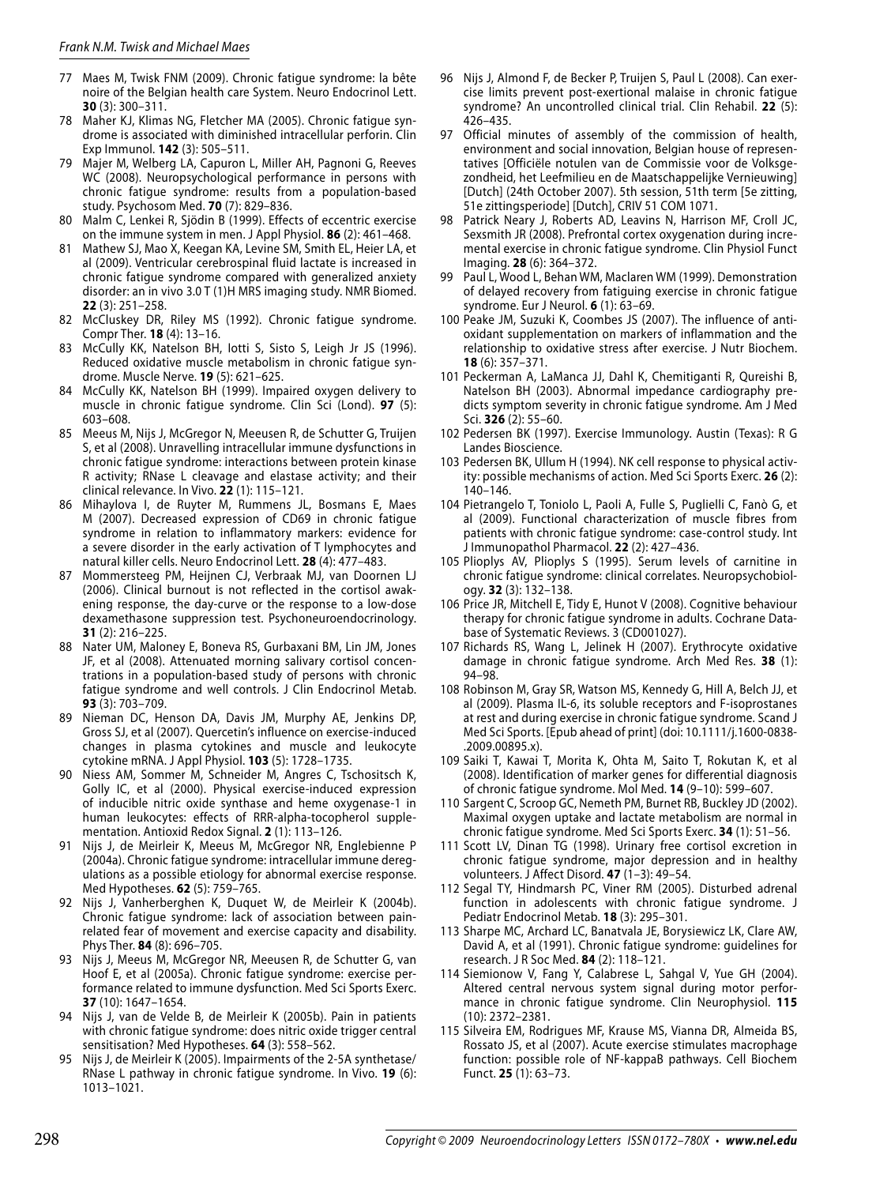77 Maes M, Twisk FNM (2009). Chronic fatigue syndrome: la bête noire of the Belgian health care System. Neuro Endocrinol Lett. **30** (3): 300–311.

78 Maher KJ, Klimas NG, Fletcher MA (2005). Chronic fatigue syndrome is associated with diminished intracellular perforin. Clin Exp Immunol. **142** (3): 505–511.

79 Majer M, Welberg LA, Capuron L, Miller AH, Pagnoni G, Reeves WC (2008). Neuropsychological performance in persons with chronic fatigue syndrome: results from a population-based study. Psychosom Med. **70** (7): 829–836.

80 Malm C, Lenkei R, Sjödin B (1999). Effects of eccentric exercise on the immune system in men. J Appl Physiol. **86** (2): 461–468.

81 Mathew SJ, Mao X, Keegan KA, Levine SM, Smith EL, Heier LA, et al (2009). Ventricular cerebrospinal fluid lactate is increased in chronic fatigue syndrome compared with generalized anxiety disorder: an in vivo 3.0 T (1)H MRS imaging study. NMR Biomed. **22** (3): 251–258.

82 McCluskey DR, Riley MS (1992). Chronic fatigue syndrome. Compr Ther. **18** (4): 13–16.

83 McCully KK, Natelson BH, Iotti S, Sisto S, Leigh Jr JS (1996). Reduced oxidative muscle metabolism in chronic fatigue syndrome. Muscle Nerve. **19** (5): 621–625.

84 McCully KK, Natelson BH (1999). Impaired oxygen delivery to muscle in chronic fatigue syndrome. Clin Sci (Lond). **97** (5): 603–608.

85 Meeus M, Nijs J, McGregor N, Meeusen R, de Schutter G, Truijen S, et al (2008). Unravelling intracellular immune dysfunctions in chronic fatigue syndrome: interactions between protein kinase R activity; RNase L cleavage and elastase activity; and their clinical relevance. In Vivo. **22** (1): 115–121.

86 Mihaylova I, de Ruyter M, Rummens JL, Bosmans E, Maes M (2007). Decreased expression of CD69 in chronic fatigue syndrome in relation to inflammatory markers: evidence for a severe disorder in the early activation of T lymphocytes and natural killer cells. Neuro Endocrinol Lett. **28** (4): 477–483.

87 Mommersteeg PM, Heijnen CJ, Verbraak MJ, van Doornen LJ (2006). Clinical burnout is not reflected in the cortisol awakening response, the day-curve or the response to a low-dose dexamethasone suppression test. Psychoneuroendocrinology. **31** (2): 216–225.

88 Nater UM, Maloney E, Boneva RS, Gurbaxani BM, Lin JM, Jones JF, et al (2008). Attenuated morning salivary cortisol concentrations in a population-based study of persons with chronic fatigue syndrome and well controls. J Clin Endocrinol Metab. **93** (3): 703–709.

89 Nieman DC, Henson DA, Davis JM, Murphy AE, Jenkins DP, Gross SJ, et al (2007). Quercetin's influence on exercise-induced changes in plasma cytokines and muscle and leukocyte cytokine mRNA. J Appl Physiol. **103** (5): 1728–1735.

90 Niess AM, Sommer M, Schneider M, Angres C, Tschositsch K, Golly IC, et al (2000). Physical exercise-induced expression of inducible nitric oxide synthase and heme oxygenase-1 in human leukocytes: effects of RRR-alpha-tocopherol supplementation. Antioxid Redox Signal. **2** (1): 113–126.

91 Nijs J, de Meirleir K, Meeus M, McGregor NR, Englebienne P (2004a). Chronic fatigue syndrome: intracellular immune deregulations as a possible etiology for abnormal exercise response. Med Hypotheses. **62** (5): 759–765.

92 Nijs J, Vanherberghen K, Duquet W, de Meirleir K (2004b). Chronic fatigue syndrome: lack of association between pain-related fear of movement and exercise capacity and disability. Phys Ther. **84** (8): 696–705.

93 Nijs J, Meeus M, McGregor NR, Meeusen R, de Schutter G, van Hoof E, et al (2005a). Chronic fatigue syndrome: exercise performance related to immune dysfunction. Med Sci Sports Exerc. **37** (10): 1647–1654.

94 Nijs J, van de Velde B, de Meirleir K (2005b). Pain in patients with chronic fatigue syndrome: does nitric oxide trigger central sensitisation? Med Hypotheses. **64** (3): 558–562.

95 Nijs J, de Meirleir K (2005). Impairments of the 2-5A synthetase/RNase L pathway in chronic fatigue syndrome. In Vivo. **19** (6): 1013–1021.

96 Nijs J, Almond F, de Becker P, Truijen S, Paul L (2008). Can exercise limits prevent post-exertional malaise in chronic fatigue syndrome? An uncontrolled clinical trial. Clin Rehabil. **22** (5): 426–435.

97 Official minutes of assembly of the commission of health, environment and social innovation, Belgian house of representatives [Officiële notulen van de Commissie voor de Volksgezondheid, het Leefmilieu en de Maatschappelijke Vernieuwing] [Dutch] (24th October 2007). 5th session, 51th term [5e zitting, 51e zittingsperiode] [Dutch], CRIV 51 COM 1071.

98 Patrick Neary J, Roberts AD, Leavins N, Harrison MF, Croll JC, Sexsmith JR (2008). Prefrontal cortex oxygenation during incremental exercise in chronic fatigue syndrome. Clin Physiol Funct Imaging. **28** (6): 364–372.

99 Paul L, Wood L, Behan WM, Maclaren WM (1999). Demonstration of delayed recovery from fatiguing exercise in chronic fatigue syndrome. Eur J Neurol. **6** (1): 63–69.

100 Peake JM, Suzuki K, Coombes JS (2007). The influence of antioxidant supplementation on markers of inflammation and the relationship to oxidative stress after exercise. J Nutr Biochem. **18** (6): 357–371.

101 Peckerman A, LaManca JJ, Dahl K, Chemitiganti R, Qureishi B, Natelson BH (2003). Abnormal impedance cardiography predicts symptom severity in chronic fatigue syndrome. Am J Med Sci. **326** (2): 55–60.

102 Pedersen BK (1997). Exercise Immunology. Austin (Texas): R G Landes Bioscience.

103 Pedersen BK, Ullum H (1994). NK cell response to physical activity: possible mechanisms of action. Med Sci Sports Exerc. **26** (2): 140–146.

104 Pietrangelo T, Toniolo L, Paoli A, Fulle S, Puglielli C, Fanò G, et al (2009). Functional characterization of muscle fibres from patients with chronic fatigue syndrome: case-control study. Int J Immunopathol Pharmacol. **22** (2): 427–436.

105 Plioplys AV, Plioplys S (1995). Serum levels of carnitine in chronic fatigue syndrome: clinical correlates. Neuropsychobiology. **32** (3): 132–138.

106 Price JR, Mitchell E, Tidy E, Hunot V (2008). Cognitive behaviour therapy for chronic fatigue syndrome in adults. Cochrane Database of Systematic Reviews. 3 (CD001027).

107 Richards RS, Wang L, Jelinek H (2007). Erythrocyte oxidative damage in chronic fatigue syndrome. Arch Med Res. **38** (1): 94–98.

108 Robinson M, Gray SR, Watson MS, Kennedy G, Hill A, Belch JJ, et al (2009). Plasma IL-6, its soluble receptors and F-isoprostanes at rest and during exercise in chronic fatigue syndrome. Scand J Med Sci Sports. [Epub ahead of print] (doi: 10.1111/j.1600-0838-.2009.00895.x).

109 Saiki T, Kawai T, Morita K, Ohta M, Saito T, Rokutan K, et al (2008). Identification of marker genes for differential diagnosis of chronic fatigue syndrome. Mol Med. **14** (9–10): 599–607.

110 Sargent C, Scroop GC, Nemeth PM, Burnet RB, Buckley JD (2002). Maximal oxygen uptake and lactate metabolism are normal in chronic fatigue syndrome. Med Sci Sports Exerc. **34** (1): 51–56.

111 Scott LV, Dinan TG (1998). Urinary free cortisol excretion in chronic fatigue syndrome, major depression and in healthy volunteers. J Affect Disord. **47** (1–3): 49–54.

112 Segal TY, Hindmarsh PC, Viner RM (2005). Disturbed adrenal function in adolescents with chronic fatigue syndrome. J Pediatr Endocrinol Metab. **18** (3): 295–301.

113 Sharpe MC, Archard LC, Banatvala JE, Borysiewicz LK, Clare AW, David A, et al (1991). Chronic fatigue syndrome: guidelines for research. J R Soc Med. **84** (2): 118–121.

114 Siemionow V, Fang Y, Calabrese L, Sahgal V, Yue GH (2004). Altered central nervous system signal during motor performance in chronic fatigue syndrome. Clin Neurophysiol. **115** (10): 2372–2381.

115 Silveira EM, Rodrigues MF, Krause MS, Vianna DR, Almeida BS, Rossato JS, et al (2007). Acute exercise stimulates macrophage function: possible role of NF-kappaB pathways. Cell Biochem Funct. **25** (1): 63–73.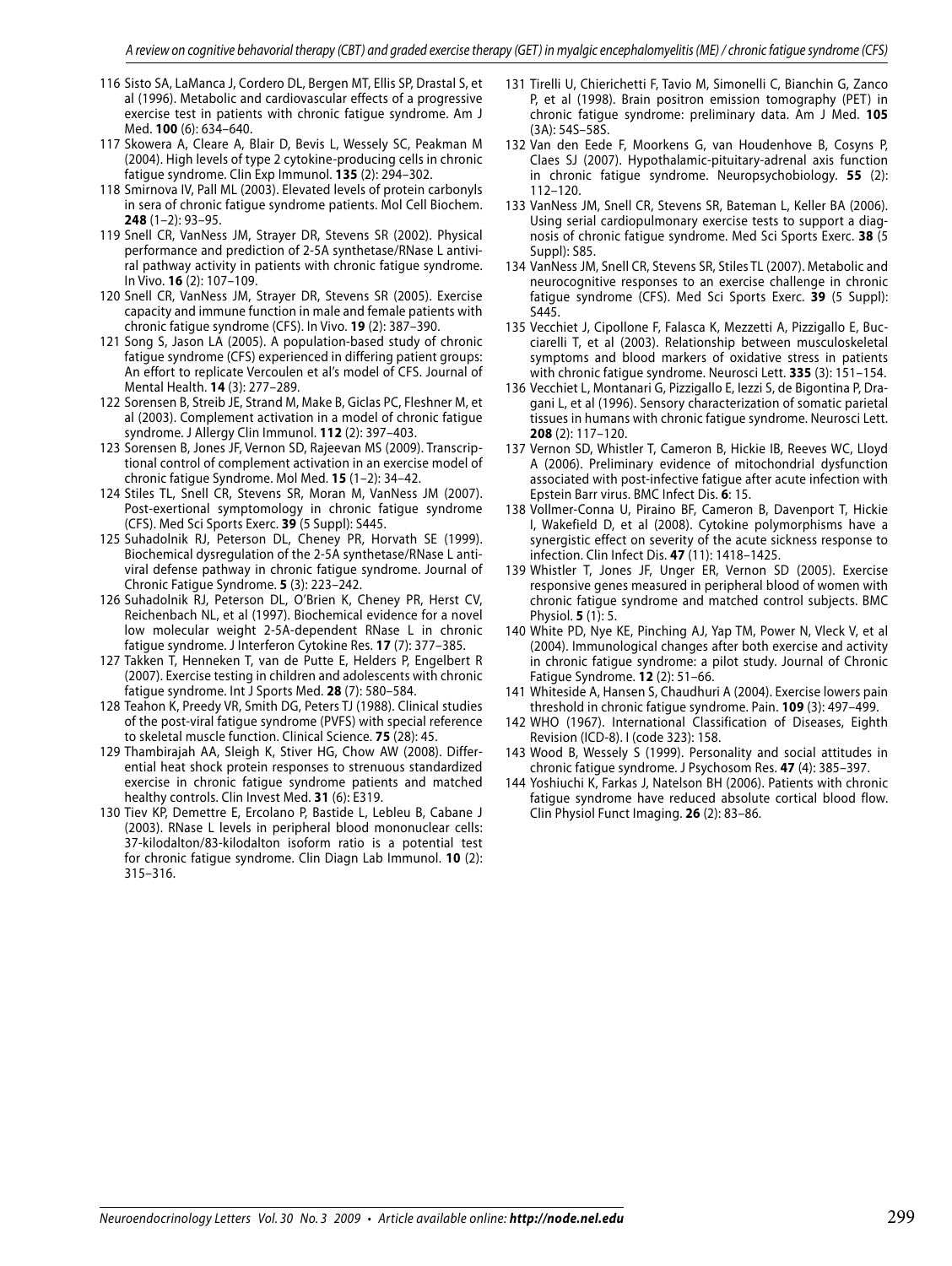116 Sisto SA, LaManca J, Cordero DL, Bergen MT, Ellis SP, Drastal S, et al (1996). Metabolic and cardiovascular effects of a progressive exercise test in patients with chronic fatigue syndrome. Am J Med. **100** (6): 634–640.

117 Skowera A, Cleare A, Blair D, Bevis L, Wessely SC, Peakman M (2004). High levels of type 2 cytokine-producing cells in chronic fatigue syndrome. Clin Exp Immunol. **135** (2): 294–302.

118 Smirnova IV, Pall ML (2003). Elevated levels of protein carbonyls in sera of chronic fatigue syndrome patients. Mol Cell Biochem. **248** (1–2): 93–95.

119 Snell CR, VanNess JM, Strayer DR, Stevens SR (2002). Physical performance and prediction of 2-5A synthetase/RNase L antiviral pathway activity in patients with chronic fatigue syndrome. In Vivo. **16** (2): 107–109.

120 Snell CR, VanNess JM, Strayer DR, Stevens SR (2005). Exercise capacity and immune function in male and female patients with chronic fatigue syndrome (CFS). In Vivo. **19** (2): 387–390.

121 Song S, Jason LA (2005). A population-based study of chronic fatigue syndrome (CFS) experienced in differing patient groups: An effort to replicate Vercoulen et al's model of CFS. Journal of Mental Health. **14** (3): 277–289.

122 Sorensen B, Streib JE, Strand M, Make B, Giclas PC, Fleshner M, et al (2003). Complement activation in a model of chronic fatigue syndrome. J Allergy Clin Immunol. **112** (2): 397–403.

123 Sorensen B, Jones JF, Vernon SD, Rajeevan MS (2009). Transcriptional control of complement activation in an exercise model of chronic fatigue Syndrome. Mol Med. **15** (1–2): 34–42.

124 Stiles TL, Snell CR, Stevens SR, Moran M, VanNess JM (2007). Post-exertional symptomology in chronic fatigue syndrome (CFS). Med Sci Sports Exerc. **39** (5 Suppl): S445.

125 Suhadolnik RJ, Peterson DL, Cheney PR, Horvath SE (1999). Biochemical dysregulation of the 2-5A synthetase/RNase L antiviral defense pathway in chronic fatigue syndrome. Journal of Chronic Fatigue Syndrome. **5** (3): 223–242.

126 Suhadolnik RJ, Peterson DL, O'Brien K, Cheney PR, Herst CV, Reichenbach NL, et al (1997). Biochemical evidence for a novel low molecular weight 2-5A-dependent RNase L in chronic fatigue syndrome. J Interferon Cytokine Res. **17** (7): 377–385.

127 Takken T, Henneken T, van de Putte E, Helders P, Engelbert R (2007). Exercise testing in children and adolescents with chronic fatigue syndrome. Int J Sports Med. **28** (7): 580–584.

128 Teahon K, Preedy VR, Smith DG, Peters TJ (1988). Clinical studies of the post-viral fatigue syndrome (PVFS) with special reference to skeletal muscle function. Clinical Science. **75** (28): 45.

129 Thambirajah AA, Sleigh K, Stiver HG, Chow AW (2008). Differential heat shock protein responses to strenuous standardized exercise in chronic fatigue syndrome patients and matched healthy controls. Clin Invest Med. **31** (6): E319.

130 Tiev KP, Demettre E, Ercolano P, Bastide L, Lebleu B, Cabane J (2003). RNase L levels in peripheral blood mononuclear cells: 37-kilodalton/83-kilodalton isoform ratio is a potential test for chronic fatigue syndrome. Clin Diagn Lab Immunol. **10** (2): 315–316.

131 Tirelli U, Chierichetti F, Tavio M, Simonelli C, Bianchin G, Zanco P, et al (1998). Brain positron emission tomography (PET) in chronic fatigue syndrome: preliminary data. Am J Med. **105** (3A): 54S–58S.

132 Van den Eede F, Moorkens G, van Houdenhove B, Cosyns P, Claes SJ (2007). Hypothalamic-pituitary-adrenal axis function in chronic fatigue syndrome. Neuropsychobiology. **55** (2): 112–120.

133 VanNess JM, Snell CR, Stevens SR, Bateman L, Keller BA (2006). Using serial cardiopulmonary exercise tests to support a diagnosis of chronic fatigue syndrome. Med Sci Sports Exerc. **38** (5 Suppl): S85.

134 VanNess JM, Snell CR, Stevens SR, Stiles TL (2007). Metabolic and neurocognitive responses to an exercise challenge in chronic fatigue syndrome (CFS). Med Sci Sports Exerc. **39** (5 Suppl): S445.

135 Vecchiet J, Cipollone F, Falasca K, Mezzetti A, Pizzigallo E, Bucciarelli T, et al (2003). Relationship between musculoskeletal symptoms and blood markers of oxidative stress in patients with chronic fatigue syndrome. Neurosci Lett. **335** (3): 151–154.

136 Vecchiet L, Montanari G, Pizzigallo E, Iezzi S, de Bigontina P, Dragani L, et al (1996). Sensory characterization of somatic parietal tissues in humans with chronic fatigue syndrome. Neurosci Lett. **208** (2): 117–120.

137 Vernon SD, Whistler T, Cameron B, Hickie IB, Reeves WC, Lloyd A (2006). Preliminary evidence of mitochondrial dysfunction associated with post-infective fatigue after acute infection with Epstein Barr virus. BMC Infect Dis. **6**: 15.

138 Vollmer-Conna U, Piraino BF, Cameron B, Davenport T, Hickie I, Wakefield D, et al (2008). Cytokine polymorphisms have a synergistic effect on severity of the acute sickness response to infection. Clin Infect Dis. **47** (11): 1418–1425.

139 Whistler T, Jones JF, Unger ER, Vernon SD (2005). Exercise responsive genes measured in peripheral blood of women with chronic fatigue syndrome and matched control subjects. BMC Physiol. **5** (1): 5.

140 White PD, Nye KE, Pinching AJ, Yap TM, Power N, Vleck V, et al (2004). Immunological changes after both exercise and activity in chronic fatigue syndrome: a pilot study. Journal of Chronic Fatigue Syndrome. **12** (2): 51–66.

141 Whiteside A, Hansen S, Chaudhuri A (2004). Exercise lowers pain threshold in chronic fatigue syndrome. Pain. **109** (3): 497–499.

142 WHO (1967). International Classification of Diseases, Eighth Revision (ICD-8). I (code 323): 158.

143 Wood B, Wessely S (1999). Personality and social attitudes in chronic fatigue syndrome. J Psychosom Res. **47** (4): 385–397.

144 Yoshiuchi K, Farkas J, Natelson BH (2006). Patients with chronic fatigue syndrome have reduced absolute cortical blood flow. Clin Physiol Funct Imaging. **26** (2): 83–86.